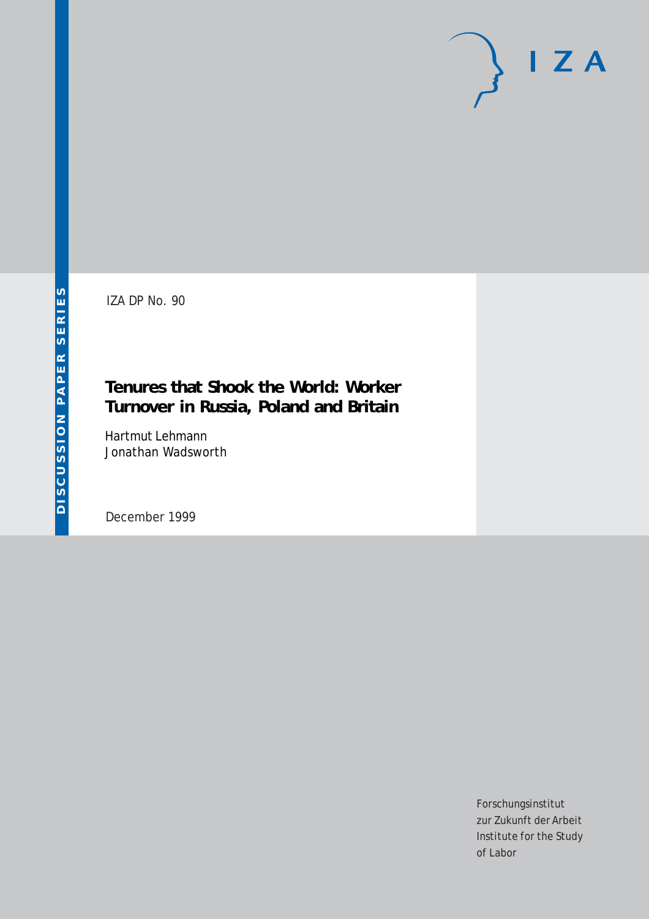IZA DP No. 90

# Tenures that Shook the World: Worker Turnover in Russia, Poland and Britain

Hartmut Lehmann
Jonathan Wadsworth

December 1999

DISCUSSION PAPER SERIES

I Z A

Forschungsinstitut
zur Zukunft der Arbeit
Institute for the Study
of Labor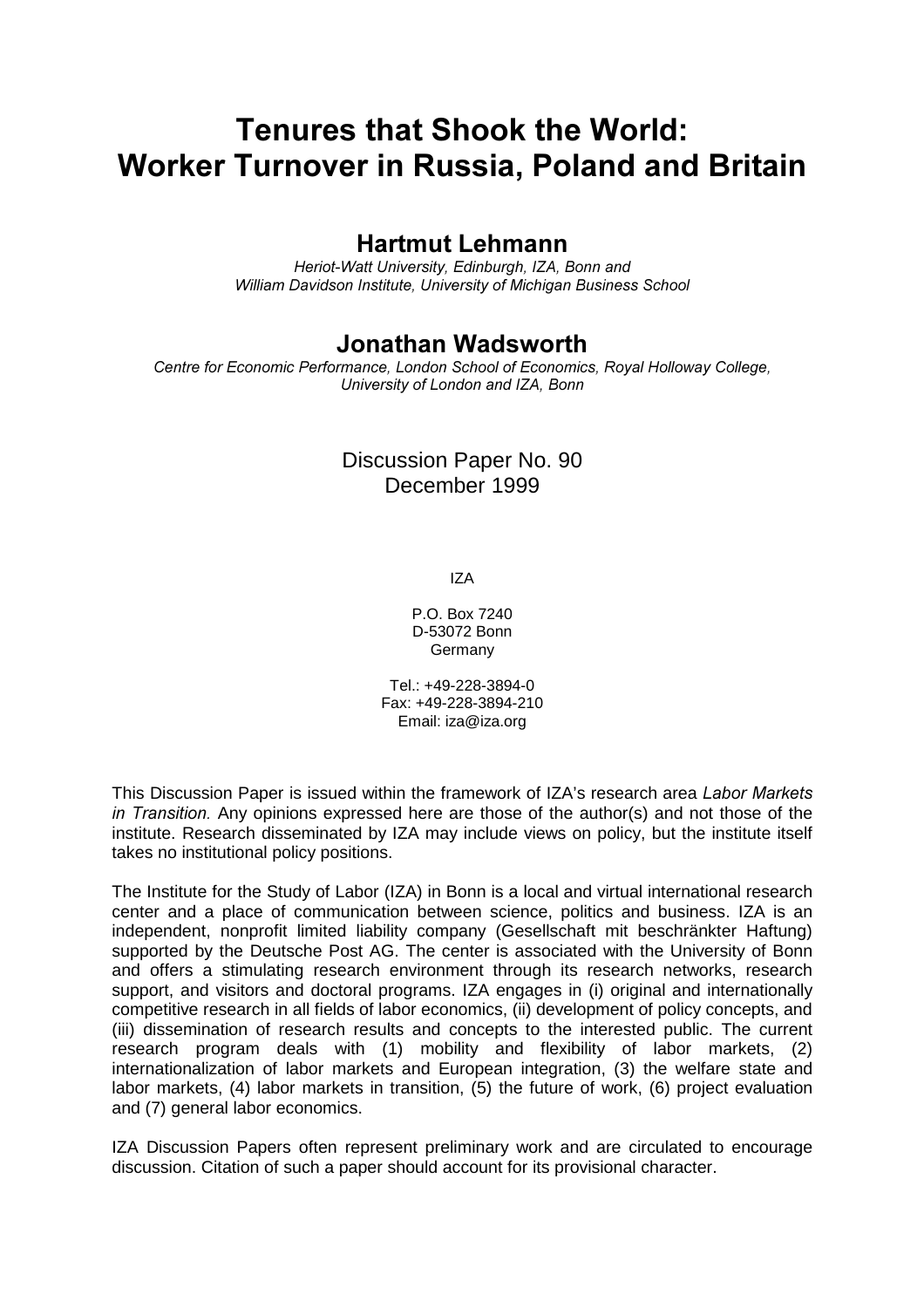# Tenures that Shook the World: Worker Turnover in Russia, Poland and Britain

## Hartmut Lehmann

*Heriot-Watt University, Edinburgh, IZA, Bonn and William Davidson Institute, University of Michigan Business School*

## Jonathan Wadsworth

*Centre for Economic Performance, London School of Economics, Royal Holloway College, University of London and IZA, Bonn*

Discussion Paper No. 90
December 1999

IZA

P.O. Box 7240
D-53072 Bonn
Germany

Tel.: +49-228-3894-0
Fax: +49-228-3894-210
Email: iza@iza.org

This Discussion Paper is issued within the framework of IZA's research area *Labor Markets in Transition.* Any opinions expressed here are those of the author(s) and not those of the institute. Research disseminated by IZA may include views on policy, but the institute itself takes no institutional policy positions.

The Institute for the Study of Labor (IZA) in Bonn is a local and virtual international research center and a place of communication between science, politics and business. IZA is an independent, nonprofit limited liability company (Gesellschaft mit beschränkter Haftung) supported by the Deutsche Post AG. The center is associated with the University of Bonn and offers a stimulating research environment through its research networks, research support, and visitors and doctoral programs. IZA engages in (i) original and internationally competitive research in all fields of labor economics, (ii) development of policy concepts, and (iii) dissemination of research results and concepts to the interested public. The current research program deals with (1) mobility and flexibility of labor markets, (2) internationalization of labor markets and European integration, (3) the welfare state and labor markets, (4) labor markets in transition, (5) the future of work, (6) project evaluation and (7) general labor economics.

IZA Discussion Papers often represent preliminary work and are circulated to encourage discussion. Citation of such a paper should account for its provisional character.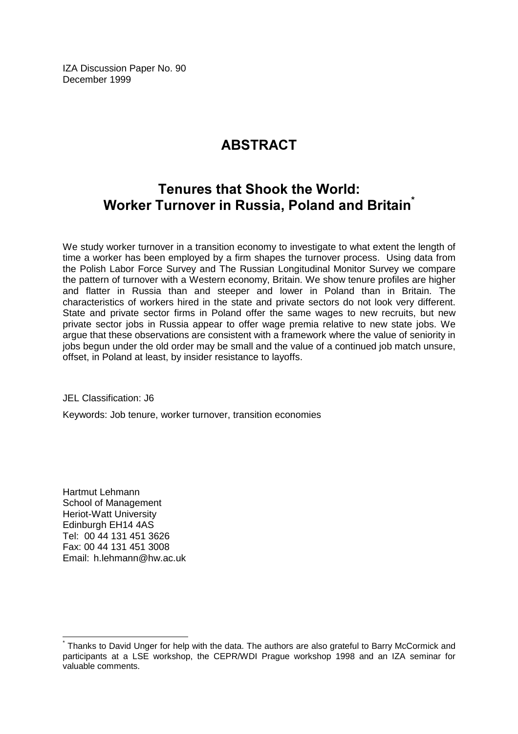IZA Discussion Paper No. 90
December 1999

# ABSTRACT

## Tenures that Shook the World: Worker Turnover in Russia, Poland and Britain*

We study worker turnover in a transition economy to investigate to what extent the length of time a worker has been employed by a firm shapes the turnover process. Using data from the Polish Labor Force Survey and The Russian Longitudinal Monitor Survey we compare the pattern of turnover with a Western economy, Britain. We show tenure profiles are higher and flatter in Russia than and steeper and lower in Poland than in Britain. The characteristics of workers hired in the state and private sectors do not look very different. State and private sector firms in Poland offer the same wages to new recruits, but new private sector jobs in Russia appear to offer wage premia relative to new state jobs. We argue that these observations are consistent with a framework where the value of seniority in jobs begun under the old order may be small and the value of a continued job match unsure, offset, in Poland at least, by insider resistance to layoffs.

JEL Classification: J6

Keywords: Job tenure, worker turnover, transition economies

Hartmut Lehmann
School of Management
Heriot-Watt University
Edinburgh EH14 4AS
Tel: 00 44 131 451 3626
Fax: 00 44 131 451 3008
Email: h.lehmann@hw.ac.uk

---

* Thanks to David Unger for help with the data. The authors are also grateful to Barry McCormick and participants at a LSE workshop, the CEPR/WDI Prague workshop 1998 and an IZA seminar for valuable comments.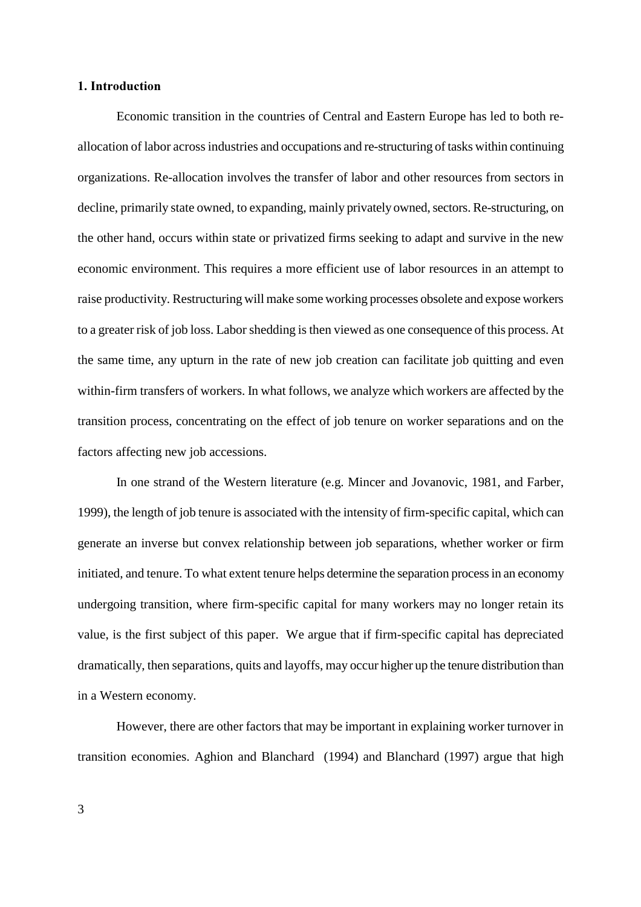## 1. Introduction

Economic transition in the countries of Central and Eastern Europe has led to both re-allocation of labor across industries and occupations and re-structuring of tasks within continuing organizations. Re-allocation involves the transfer of labor and other resources from sectors in decline, primarily state owned, to expanding, mainly privately owned, sectors. Re-structuring, on the other hand, occurs within state or privatized firms seeking to adapt and survive in the new economic environment. This requires a more efficient use of labor resources in an attempt to raise productivity. Restructuring will make some working processes obsolete and expose workers to a greater risk of job loss. Labor shedding is then viewed as one consequence of this process. At the same time, any upturn in the rate of new job creation can facilitate job quitting and even within-firm transfers of workers. In what follows, we analyze which workers are affected by the transition process, concentrating on the effect of job tenure on worker separations and on the factors affecting new job accessions.

In one strand of the Western literature (e.g. Mincer and Jovanovic, 1981, and Farber, 1999), the length of job tenure is associated with the intensity of firm-specific capital, which can generate an inverse but convex relationship between job separations, whether worker or firm initiated, and tenure. To what extent tenure helps determine the separation process in an economy undergoing transition, where firm-specific capital for many workers may no longer retain its value, is the first subject of this paper. We argue that if firm-specific capital has depreciated dramatically, then separations, quits and layoffs, may occur higher up the tenure distribution than in a Western economy.

However, there are other factors that may be important in explaining worker turnover in transition economies. Aghion and Blanchard (1994) and Blanchard (1997) argue that high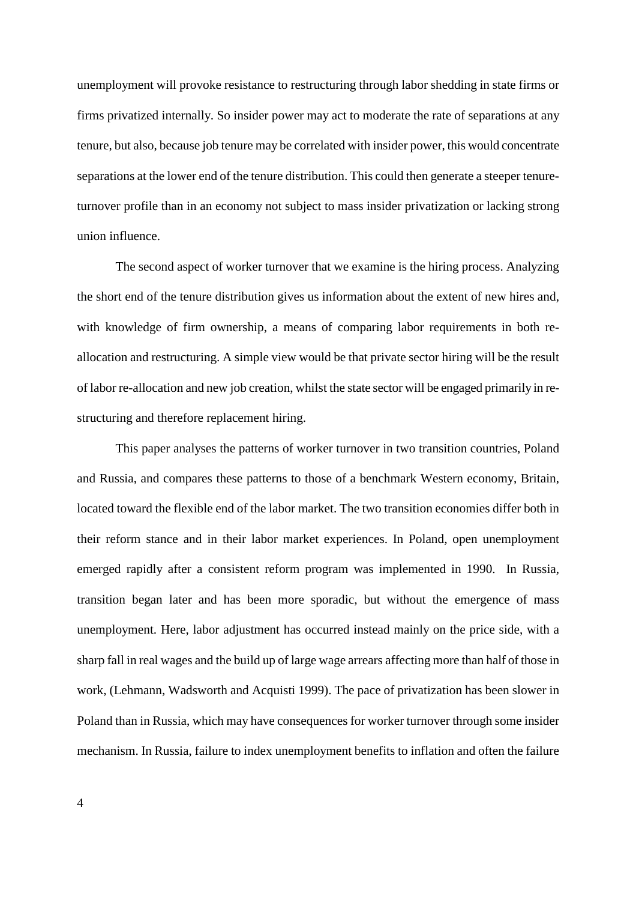unemployment will provoke resistance to restructuring through labor shedding in state firms or firms privatized internally. So insider power may act to moderate the rate of separations at any tenure, but also, because job tenure may be correlated with insider power, this would concentrate separations at the lower end of the tenure distribution. This could then generate a steeper tenure-turnover profile than in an economy not subject to mass insider privatization or lacking strong union influence.

The second aspect of worker turnover that we examine is the hiring process. Analyzing the short end of the tenure distribution gives us information about the extent of new hires and, with knowledge of firm ownership, a means of comparing labor requirements in both re-allocation and restructuring. A simple view would be that private sector hiring will be the result of labor re-allocation and new job creation, whilst the state sector will be engaged primarily in re-structuring and therefore replacement hiring.

This paper analyses the patterns of worker turnover in two transition countries, Poland and Russia, and compares these patterns to those of a benchmark Western economy, Britain, located toward the flexible end of the labor market. The two transition economies differ both in their reform stance and in their labor market experiences. In Poland, open unemployment emerged rapidly after a consistent reform program was implemented in 1990. In Russia, transition began later and has been more sporadic, but without the emergence of mass unemployment. Here, labor adjustment has occurred instead mainly on the price side, with a sharp fall in real wages and the build up of large wage arrears affecting more than half of those in work, (Lehmann, Wadsworth and Acquisti 1999). The pace of privatization has been slower in Poland than in Russia, which may have consequences for worker turnover through some insider mechanism. In Russia, failure to index unemployment benefits to inflation and often the failure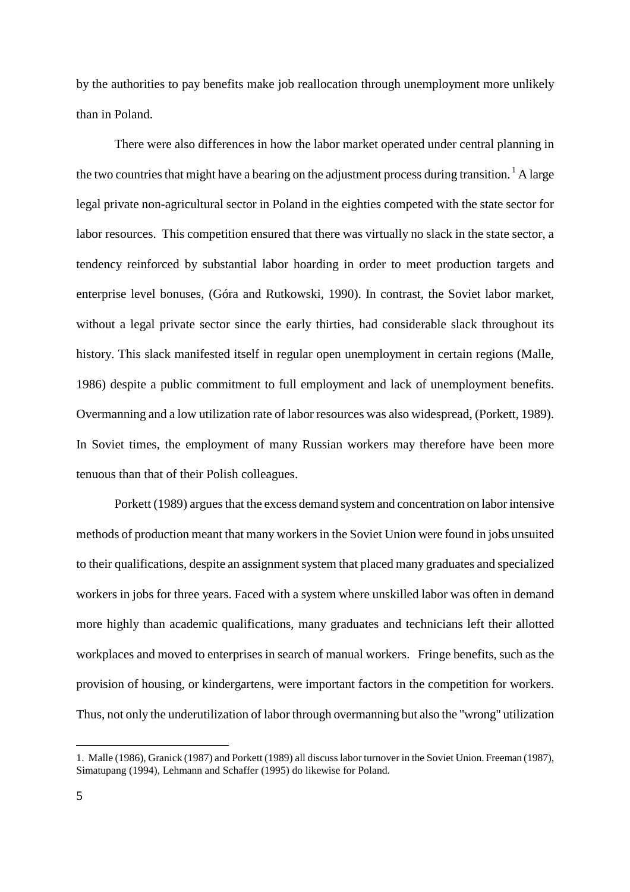by the authorities to pay benefits make job reallocation through unemployment more unlikely than in Poland.

There were also differences in how the labor market operated under central planning in the two countries that might have a bearing on the adjustment process during transition. [1] A large legal private non-agricultural sector in Poland in the eighties competed with the state sector for labor resources. This competition ensured that there was virtually no slack in the state sector, a tendency reinforced by substantial labor hoarding in order to meet production targets and enterprise level bonuses, (Góra and Rutkowski, 1990). In contrast, the Soviet labor market, without a legal private sector since the early thirties, had considerable slack throughout its history. This slack manifested itself in regular open unemployment in certain regions (Malle, 1986) despite a public commitment to full employment and lack of unemployment benefits. Overmanning and a low utilization rate of labor resources was also widespread, (Porkett, 1989). In Soviet times, the employment of many Russian workers may therefore have been more tenuous than that of their Polish colleagues.

Porkett (1989) argues that the excess demand system and concentration on labor intensive methods of production meant that many workers in the Soviet Union were found in jobs unsuited to their qualifications, despite an assignment system that placed many graduates and specialized workers in jobs for three years. Faced with a system where unskilled labor was often in demand more highly than academic qualifications, many graduates and technicians left their allotted workplaces and moved to enterprises in search of manual workers. Fringe benefits, such as the provision of housing, or kindergartens, were important factors in the competition for workers. Thus, not only the underutilization of labor through overmanning but also the "wrong" utilization

1. Malle (1986), Granick (1987) and Porkett (1989) all discuss labor turnover in the Soviet Union. Freeman (1987), Simatupang (1994), Lehmann and Schaffer (1995) do likewise for Poland.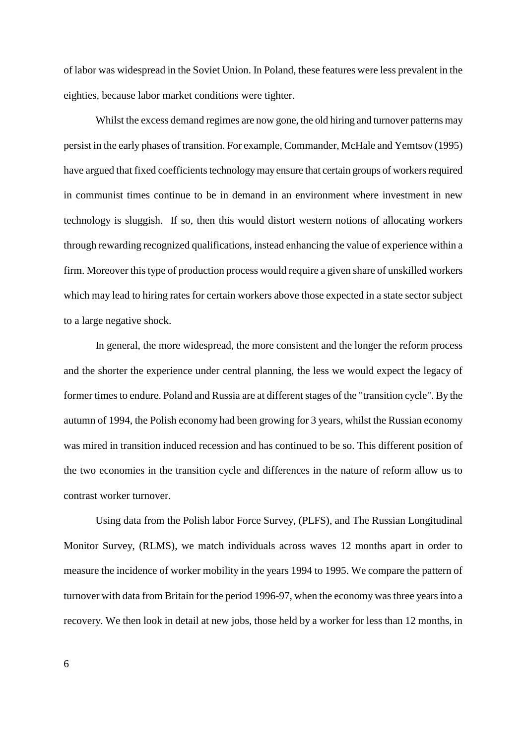of labor was widespread in the Soviet Union. In Poland, these features were less prevalent in the eighties, because labor market conditions were tighter.

Whilst the excess demand regimes are now gone, the old hiring and turnover patterns may persist in the early phases of transition. For example, Commander, McHale and Yemtsov (1995) have argued that fixed coefficients technology may ensure that certain groups of workers required in communist times continue to be in demand in an environment where investment in new technology is sluggish. If so, then this would distort western notions of allocating workers through rewarding recognized qualifications, instead enhancing the value of experience within a firm. Moreover this type of production process would require a given share of unskilled workers which may lead to hiring rates for certain workers above those expected in a state sector subject to a large negative shock.

In general, the more widespread, the more consistent and the longer the reform process and the shorter the experience under central planning, the less we would expect the legacy of former times to endure. Poland and Russia are at different stages of the "transition cycle". By the autumn of 1994, the Polish economy had been growing for 3 years, whilst the Russian economy was mired in transition induced recession and has continued to be so. This different position of the two economies in the transition cycle and differences in the nature of reform allow us to contrast worker turnover.

Using data from the Polish labor Force Survey, (PLFS), and The Russian Longitudinal Monitor Survey, (RLMS), we match individuals across waves 12 months apart in order to measure the incidence of worker mobility in the years 1994 to 1995. We compare the pattern of turnover with data from Britain for the period 1996-97, when the economy was three years into a recovery. We then look in detail at new jobs, those held by a worker for less than 12 months, in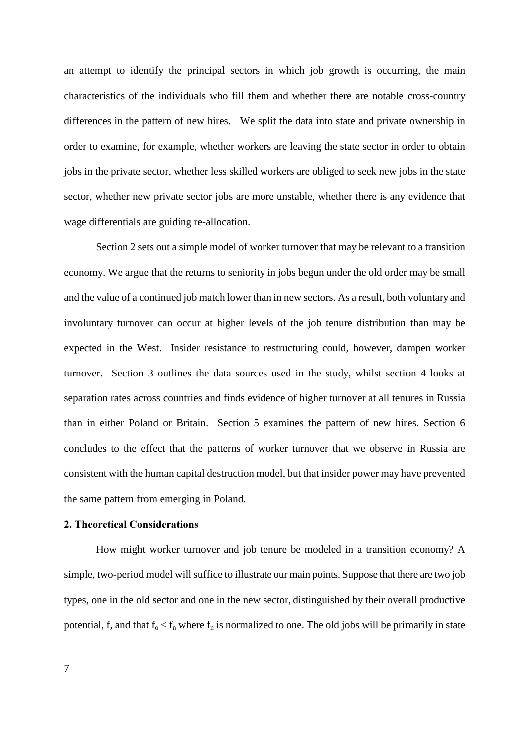an attempt to identify the principal sectors in which job growth is occurring, the main characteristics of the individuals who fill them and whether there are notable cross-country differences in the pattern of new hires. We split the data into state and private ownership in order to examine, for example, whether workers are leaving the state sector in order to obtain jobs in the private sector, whether less skilled workers are obliged to seek new jobs in the state sector, whether new private sector jobs are more unstable, whether there is any evidence that wage differentials are guiding re-allocation.

Section 2 sets out a simple model of worker turnover that may be relevant to a transition economy. We argue that the returns to seniority in jobs begun under the old order may be small and the value of a continued job match lower than in new sectors. As a result, both voluntary and involuntary turnover can occur at higher levels of the job tenure distribution than may be expected in the West. Insider resistance to restructuring could, however, dampen worker turnover. Section 3 outlines the data sources used in the study, whilst section 4 looks at separation rates across countries and finds evidence of higher turnover at all tenures in Russia than in either Poland or Britain. Section 5 examines the pattern of new hires. Section 6 concludes to the effect that the patterns of worker turnover that we observe in Russia are consistent with the human capital destruction model, but that insider power may have prevented the same pattern from emerging in Poland.

## 2. Theoretical Considerations

How might worker turnover and job tenure be modeled in a transition economy? A simple, two-period model will suffice to illustrate our main points. Suppose that there are two job types, one in the old sector and one in the new sector, distinguished by their overall productive potential, f, and that $f_o < f_n$ where $f_n$ is normalized to one. The old jobs will be primarily in state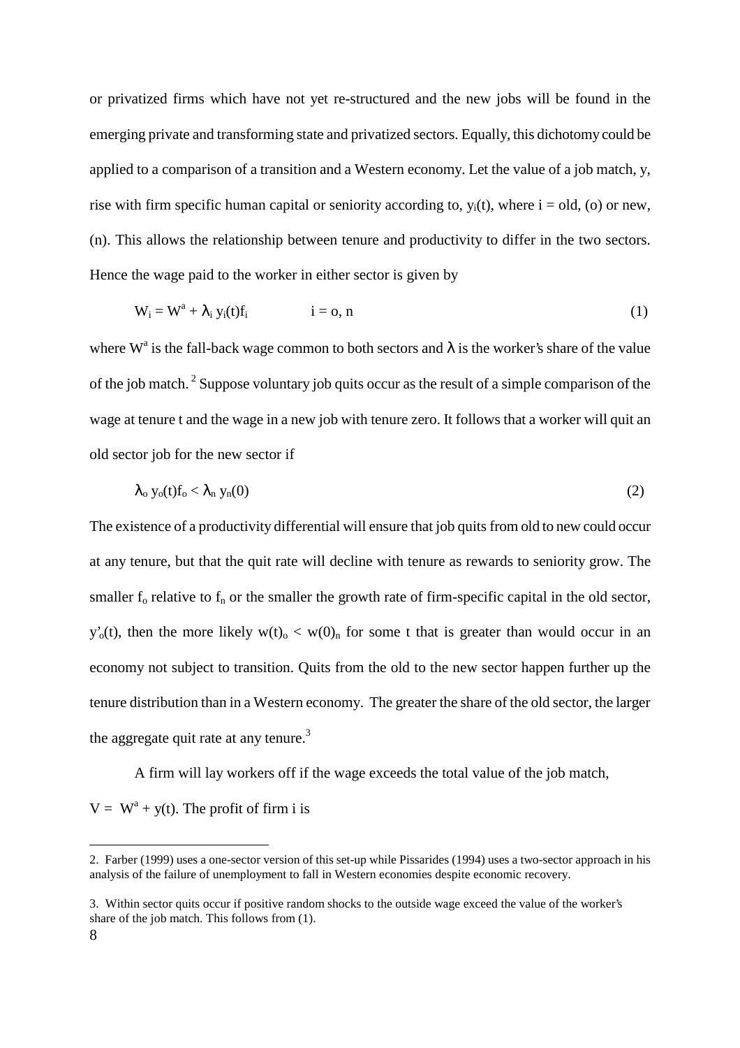or privatized firms which have not yet re-structured and the new jobs will be found in the emerging private and transforming state and privatized sectors. Equally, this dichotomy could be applied to a comparison of a transition and a Western economy. Let the value of a job match, y, rise with firm specific human capital or seniority according to, $y_i(t)$, where i = old, (o) or new, (n). This allows the relationship between tenure and productivity to differ in the two sectors. Hence the wage paid to the worker in either sector is given by

$$W_i = W^a + \lambda_i \, y_i(t) f_i \qquad\qquad i = o, n \tag{1}$$

where $W^a$ is the fall-back wage common to both sectors and $\lambda$ is the worker's share of the value of the job match.[2] Suppose voluntary job quits occur as the result of a simple comparison of the wage at tenure t and the wage in a new job with tenure zero. It follows that a worker will quit an old sector job for the new sector if

$$\lambda_o \, y_o(t) f_o < \lambda_n \, y_n(0) \tag{2}$$

The existence of a productivity differential will ensure that job quits from old to new could occur at any tenure, but that the quit rate will decline with tenure as rewards to seniority grow. The smaller $f_o$ relative to $f_n$ or the smaller the growth rate of firm-specific capital in the old sector, $y'_o(t)$, then the more likely $w(t)_o < w(0)_n$ for some t that is greater than would occur in an economy not subject to transition. Quits from the old to the new sector happen further up the tenure distribution than in a Western economy. The greater the share of the old sector, the larger the aggregate quit rate at any tenure.[3]

A firm will lay workers off if the wage exceeds the total value of the job match, $V = W^a + y(t)$. The profit of firm i is

---

2. Farber (1999) uses a one-sector version of this set-up while Pissarides (1994) uses a two-sector approach in his analysis of the failure of unemployment to fall in Western economies despite economic recovery.

3. Within sector quits occur if positive random shocks to the outside wage exceed the value of the worker's share of the job match. This follows from (1).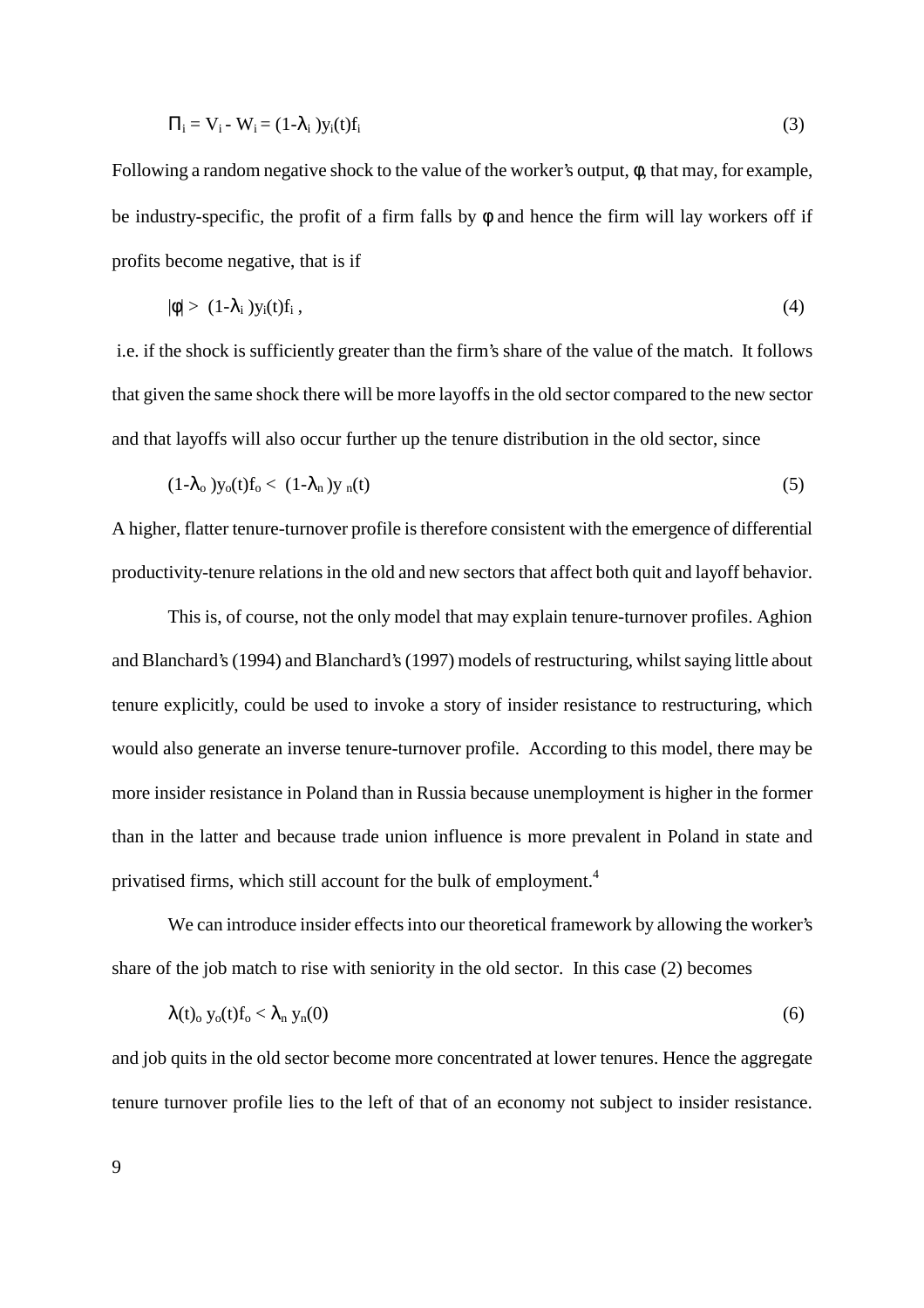$$\Pi_i = V_i - W_i = (1-\lambda_i\,)y_i(t)f_i \tag{3}$$

Following a random negative shock to the value of the worker's output, $\phi$, that may, for example, be industry-specific, the profit of a firm falls by $\phi$ and hence the firm will lay workers off if profits become negative, that is if

$$|\phi| > \;(1-\lambda_i\,)y_i(t)f_i\,, \tag{4}$$

i.e. if the shock is sufficiently greater than the firm's share of the value of the match. It follows that given the same shock there will be more layoffs in the old sector compared to the new sector and that layoffs will also occur further up the tenure distribution in the old sector, since

$$(1-\lambda_o\,)y_o(t)f_o < \;(1-\lambda_n\,)y_{\,n}(t) \tag{5}$$

A higher, flatter tenure-turnover profile is therefore consistent with the emergence of differential productivity-tenure relations in the old and new sectors that affect both quit and layoff behavior.

This is, of course, not the only model that may explain tenure-turnover profiles. Aghion and Blanchard's (1994) and Blanchard's (1997) models of restructuring, whilst saying little about tenure explicitly, could be used to invoke a story of insider resistance to restructuring, which would also generate an inverse tenure-turnover profile. According to this model, there may be more insider resistance in Poland than in Russia because unemployment is higher in the former than in the latter and because trade union influence is more prevalent in Poland in state and privatised firms, which still account for the bulk of employment.[4]

We can introduce insider effects into our theoretical framework by allowing the worker's share of the job match to rise with seniority in the old sector. In this case (2) becomes

$$\lambda(t)_o\; y_o(t)f_o < \lambda_n\; y_n(0) \tag{6}$$

and job quits in the old sector become more concentrated at lower tenures. Hence the aggregate tenure turnover profile lies to the left of that of an economy not subject to insider resistance.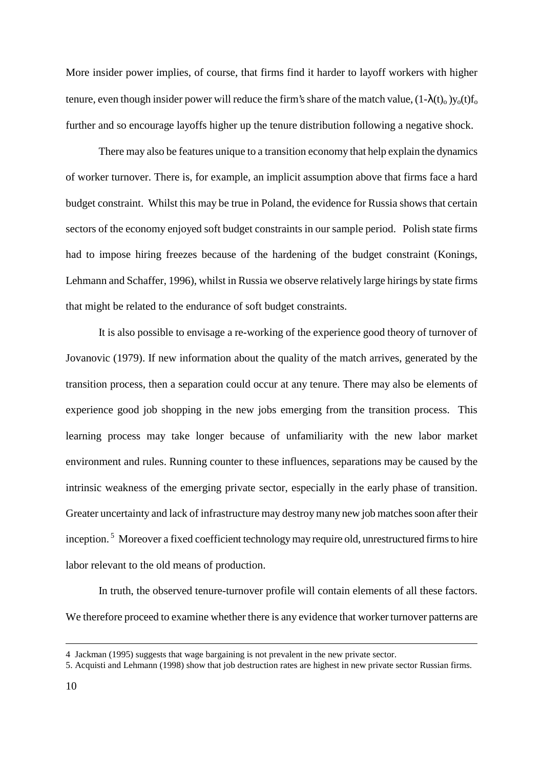More insider power implies, of course, that firms find it harder to layoff workers with higher tenure, even though insider power will reduce the firm's share of the match value, $(1-\lambda(t)_o)y_o(t)f_o$ further and so encourage layoffs higher up the tenure distribution following a negative shock.

There may also be features unique to a transition economy that help explain the dynamics of worker turnover. There is, for example, an implicit assumption above that firms face a hard budget constraint. Whilst this may be true in Poland, the evidence for Russia shows that certain sectors of the economy enjoyed soft budget constraints in our sample period. Polish state firms had to impose hiring freezes because of the hardening of the budget constraint (Konings, Lehmann and Schaffer, 1996), whilst in Russia we observe relatively large hirings by state firms that might be related to the endurance of soft budget constraints.

It is also possible to envisage a re-working of the experience good theory of turnover of Jovanovic (1979). If new information about the quality of the match arrives, generated by the transition process, then a separation could occur at any tenure. There may also be elements of experience good job shopping in the new jobs emerging from the transition process. This learning process may take longer because of unfamiliarity with the new labor market environment and rules. Running counter to these influences, separations may be caused by the intrinsic weakness of the emerging private sector, especially in the early phase of transition. Greater uncertainty and lack of infrastructure may destroy many new job matches soon after their inception.[5] Moreover a fixed coefficient technology may require old, unrestructured firms to hire labor relevant to the old means of production.

In truth, the observed tenure-turnover profile will contain elements of all these factors. We therefore proceed to examine whether there is any evidence that worker turnover patterns are

---

4 Jackman (1995) suggests that wage bargaining is not prevalent in the new private sector.

5. Acquisti and Lehmann (1998) show that job destruction rates are highest in new private sector Russian firms.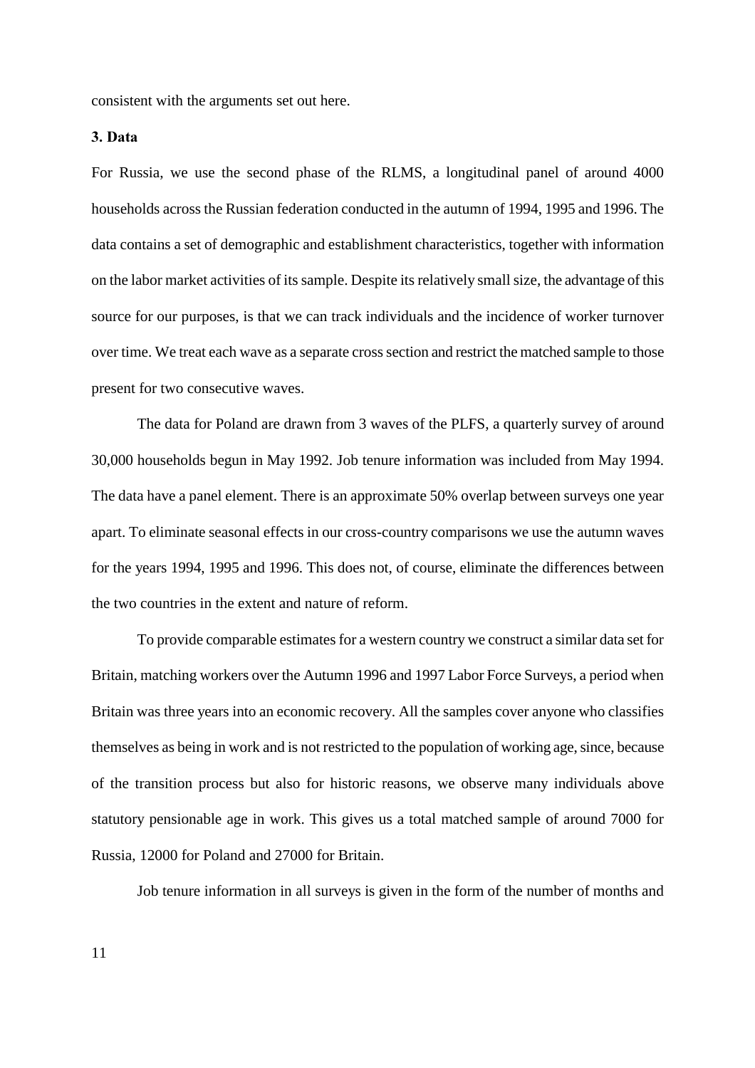consistent with the arguments set out here.

## 3. Data

For Russia, we use the second phase of the RLMS, a longitudinal panel of around 4000 households across the Russian federation conducted in the autumn of 1994, 1995 and 1996. The data contains a set of demographic and establishment characteristics, together with information on the labor market activities of its sample. Despite its relatively small size, the advantage of this source for our purposes, is that we can track individuals and the incidence of worker turnover over time. We treat each wave as a separate cross section and restrict the matched sample to those present for two consecutive waves.

The data for Poland are drawn from 3 waves of the PLFS, a quarterly survey of around 30,000 households begun in May 1992. Job tenure information was included from May 1994. The data have a panel element. There is an approximate 50% overlap between surveys one year apart. To eliminate seasonal effects in our cross-country comparisons we use the autumn waves for the years 1994, 1995 and 1996. This does not, of course, eliminate the differences between the two countries in the extent and nature of reform.

To provide comparable estimates for a western country we construct a similar data set for Britain, matching workers over the Autumn 1996 and 1997 Labor Force Surveys, a period when Britain was three years into an economic recovery. All the samples cover anyone who classifies themselves as being in work and is not restricted to the population of working age, since, because of the transition process but also for historic reasons, we observe many individuals above statutory pensionable age in work. This gives us a total matched sample of around 7000 for Russia, 12000 for Poland and 27000 for Britain.

Job tenure information in all surveys is given in the form of the number of months and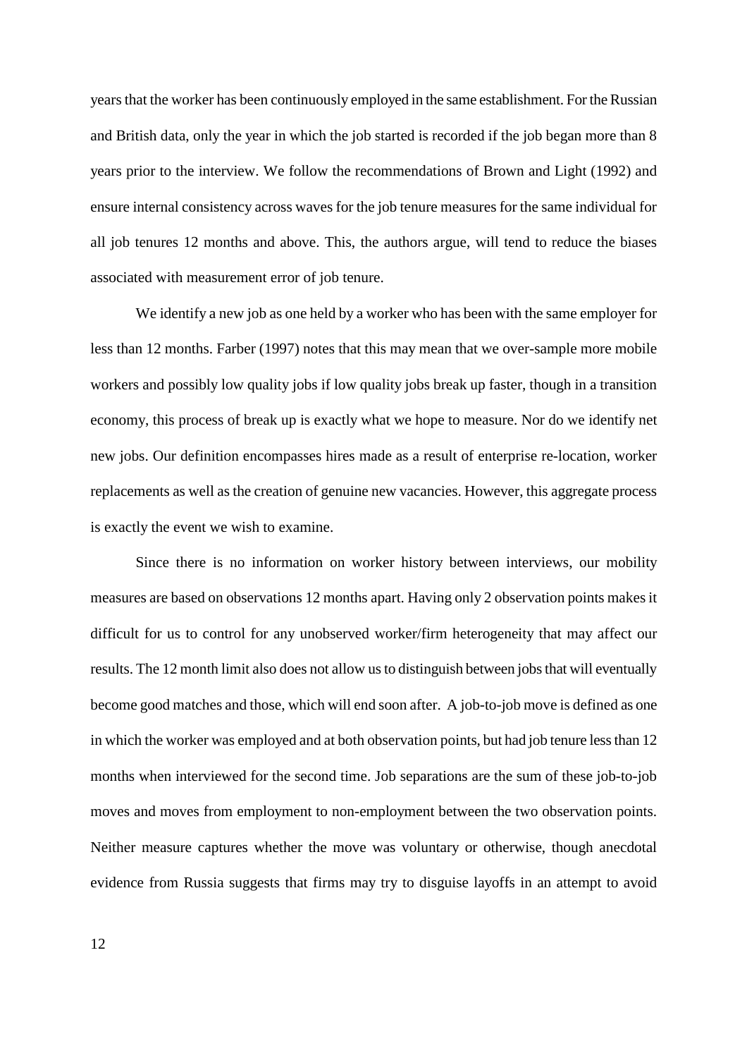years that the worker has been continuously employed in the same establishment. For the Russian and British data, only the year in which the job started is recorded if the job began more than 8 years prior to the interview. We follow the recommendations of Brown and Light (1992) and ensure internal consistency across waves for the job tenure measures for the same individual for all job tenures 12 months and above. This, the authors argue, will tend to reduce the biases associated with measurement error of job tenure.

We identify a new job as one held by a worker who has been with the same employer for less than 12 months. Farber (1997) notes that this may mean that we over-sample more mobile workers and possibly low quality jobs if low quality jobs break up faster, though in a transition economy, this process of break up is exactly what we hope to measure. Nor do we identify net new jobs. Our definition encompasses hires made as a result of enterprise re-location, worker replacements as well as the creation of genuine new vacancies. However, this aggregate process is exactly the event we wish to examine.

Since there is no information on worker history between interviews, our mobility measures are based on observations 12 months apart. Having only 2 observation points makes it difficult for us to control for any unobserved worker/firm heterogeneity that may affect our results. The 12 month limit also does not allow us to distinguish between jobs that will eventually become good matches and those, which will end soon after. A job-to-job move is defined as one in which the worker was employed and at both observation points, but had job tenure less than 12 months when interviewed for the second time. Job separations are the sum of these job-to-job moves and moves from employment to non-employment between the two observation points. Neither measure captures whether the move was voluntary or otherwise, though anecdotal evidence from Russia suggests that firms may try to disguise layoffs in an attempt to avoid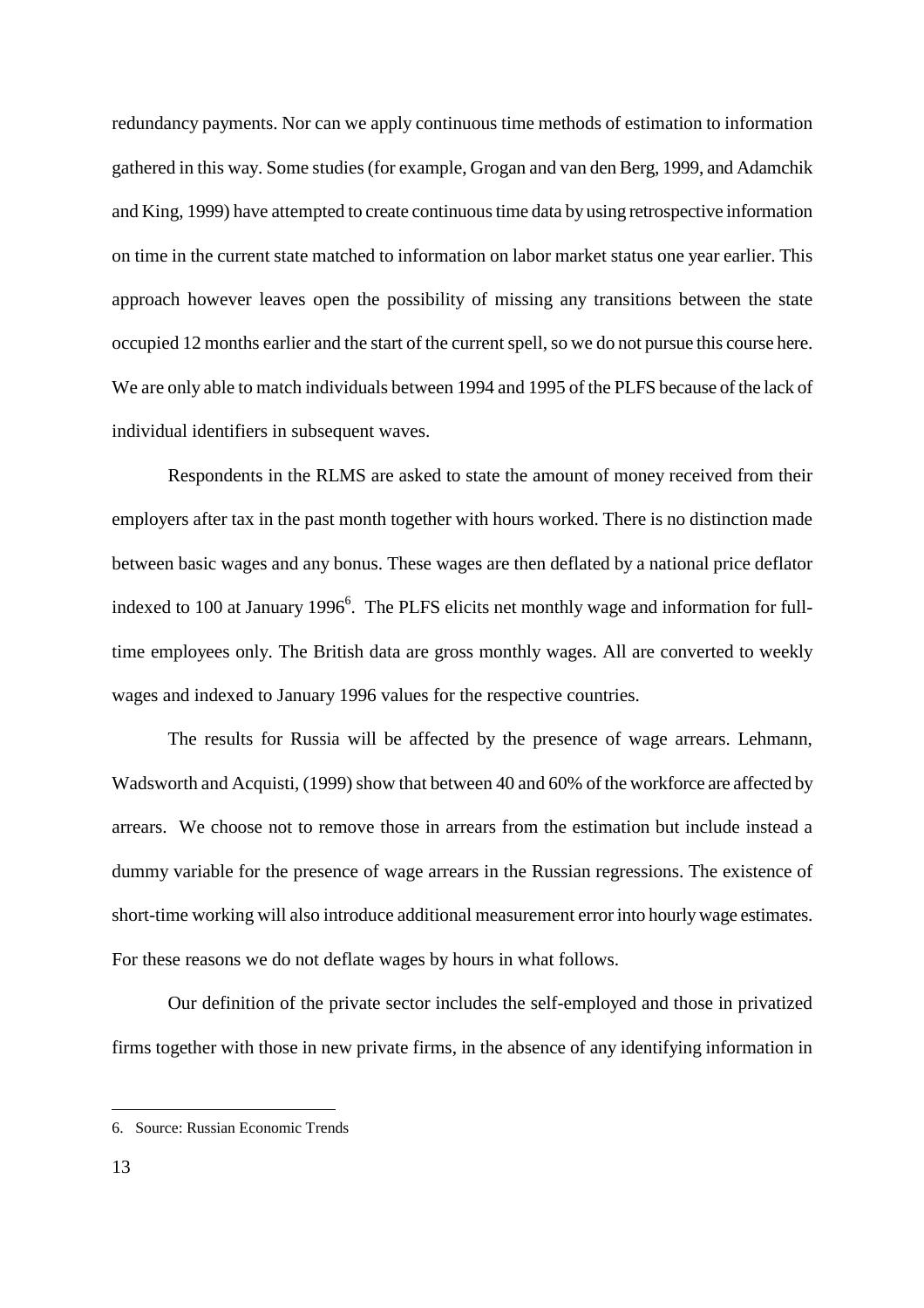redundancy payments. Nor can we apply continuous time methods of estimation to information gathered in this way. Some studies (for example, Grogan and van den Berg, 1999, and Adamchik and King, 1999) have attempted to create continuous time data by using retrospective information on time in the current state matched to information on labor market status one year earlier. This approach however leaves open the possibility of missing any transitions between the state occupied 12 months earlier and the start of the current spell, so we do not pursue this course here. We are only able to match individuals between 1994 and 1995 of the PLFS because of the lack of individual identifiers in subsequent waves.

Respondents in the RLMS are asked to state the amount of money received from their employers after tax in the past month together with hours worked. There is no distinction made between basic wages and any bonus. These wages are then deflated by a national price deflator indexed to 100 at January 1996[6]. The PLFS elicits net monthly wage and information for full-time employees only. The British data are gross monthly wages. All are converted to weekly wages and indexed to January 1996 values for the respective countries.

The results for Russia will be affected by the presence of wage arrears. Lehmann, Wadsworth and Acquisti, (1999) show that between 40 and 60% of the workforce are affected by arrears. We choose not to remove those in arrears from the estimation but include instead a dummy variable for the presence of wage arrears in the Russian regressions. The existence of short-time working will also introduce additional measurement error into hourly wage estimates. For these reasons we do not deflate wages by hours in what follows.

Our definition of the private sector includes the self-employed and those in privatized firms together with those in new private firms, in the absence of any identifying information in

6. Source: Russian Economic Trends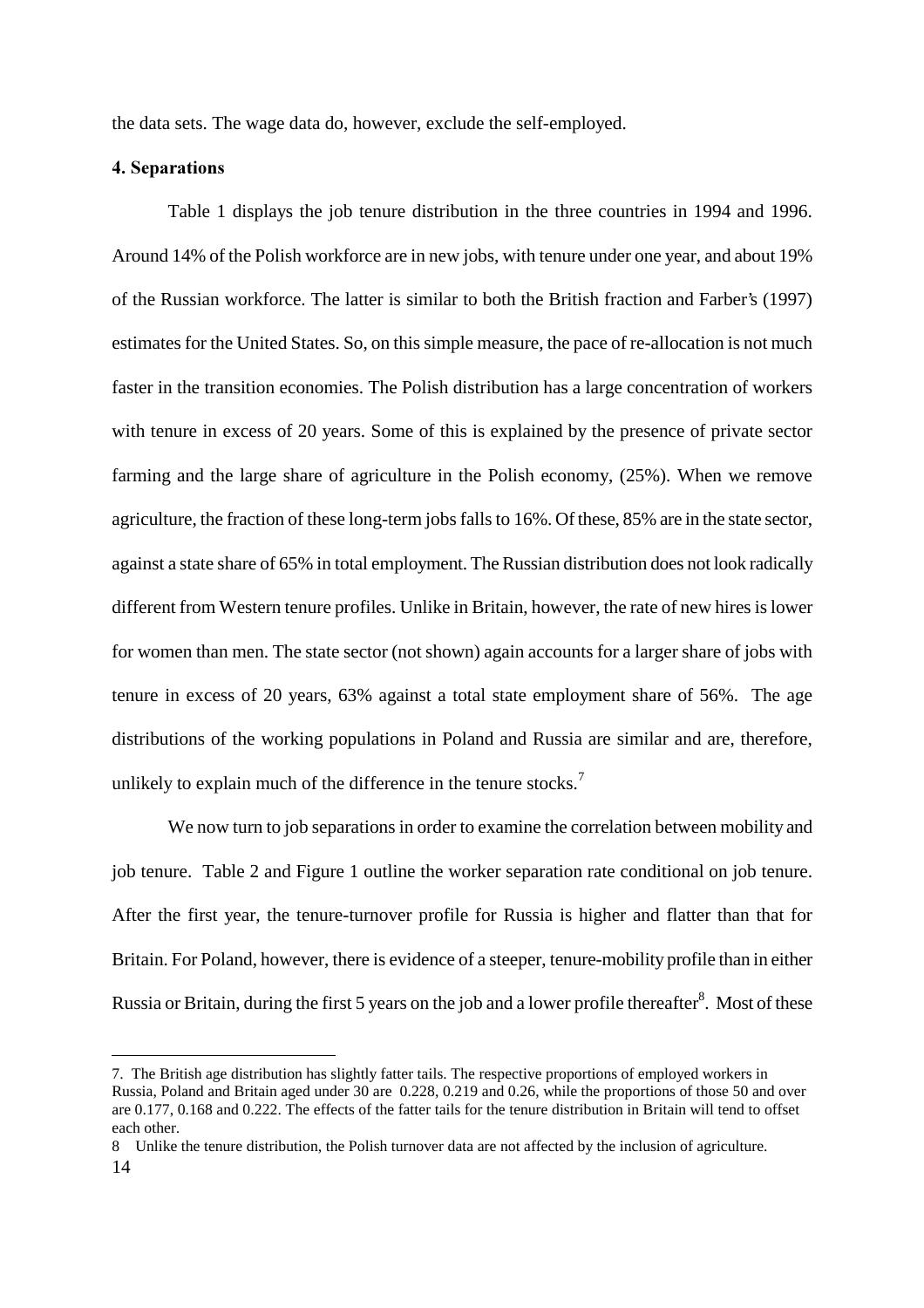the data sets. The wage data do, however, exclude the self-employed.

## 4. Separations

Table 1 displays the job tenure distribution in the three countries in 1994 and 1996. Around 14% of the Polish workforce are in new jobs, with tenure under one year, and about 19% of the Russian workforce. The latter is similar to both the British fraction and Farber's (1997) estimates for the United States. So, on this simple measure, the pace of re-allocation is not much faster in the transition economies. The Polish distribution has a large concentration of workers with tenure in excess of 20 years. Some of this is explained by the presence of private sector farming and the large share of agriculture in the Polish economy, (25%). When we remove agriculture, the fraction of these long-term jobs falls to 16%. Of these, 85% are in the state sector, against a state share of 65% in total employment. The Russian distribution does not look radically different from Western tenure profiles. Unlike in Britain, however, the rate of new hires is lower for women than men. The state sector (not shown) again accounts for a larger share of jobs with tenure in excess of 20 years, 63% against a total state employment share of 56%. The age distributions of the working populations in Poland and Russia are similar and are, therefore, unlikely to explain much of the difference in the tenure stocks.[7]

We now turn to job separations in order to examine the correlation between mobility and job tenure. Table 2 and Figure 1 outline the worker separation rate conditional on job tenure. After the first year, the tenure-turnover profile for Russia is higher and flatter than that for Britain. For Poland, however, there is evidence of a steeper, tenure-mobility profile than in either Russia or Britain, during the first 5 years on the job and a lower profile thereafter[8]. Most of these

---

7. The British age distribution has slightly fatter tails. The respective proportions of employed workers in Russia, Poland and Britain aged under 30 are 0.228, 0.219 and 0.26, while the proportions of those 50 and over are 0.177, 0.168 and 0.222. The effects of the fatter tails for the tenure distribution in Britain will tend to offset each other.

8 Unlike the tenure distribution, the Polish turnover data are not affected by the inclusion of agriculture.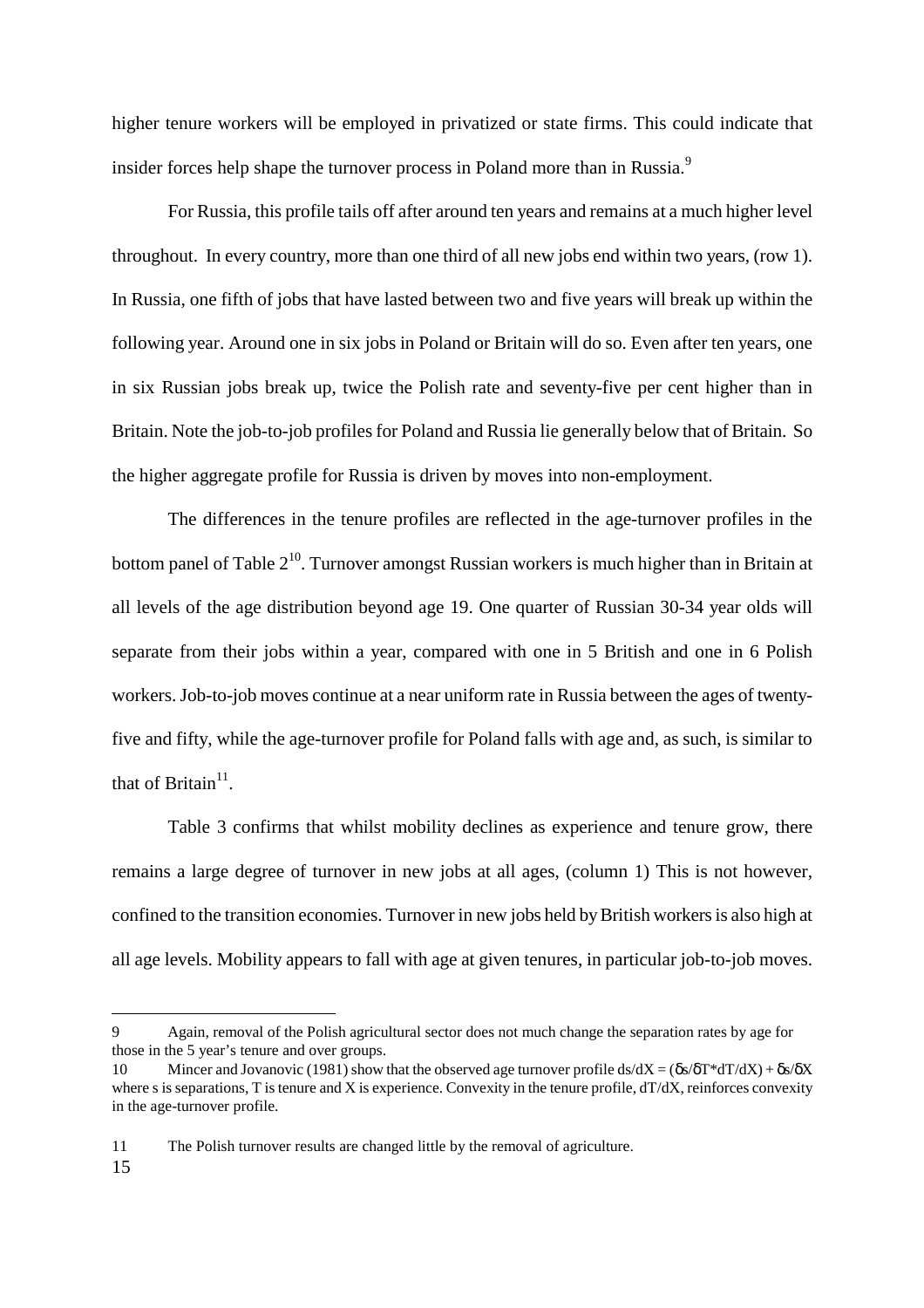higher tenure workers will be employed in privatized or state firms. This could indicate that insider forces help shape the turnover process in Poland more than in Russia.[9]

For Russia, this profile tails off after around ten years and remains at a much higher level throughout. In every country, more than one third of all new jobs end within two years, (row 1). In Russia, one fifth of jobs that have lasted between two and five years will break up within the following year. Around one in six jobs in Poland or Britain will do so. Even after ten years, one in six Russian jobs break up, twice the Polish rate and seventy-five per cent higher than in Britain. Note the job-to-job profiles for Poland and Russia lie generally below that of Britain. So the higher aggregate profile for Russia is driven by moves into non-employment.

The differences in the tenure profiles are reflected in the age-turnover profiles in the bottom panel of Table 2[10]. Turnover amongst Russian workers is much higher than in Britain at all levels of the age distribution beyond age 19. One quarter of Russian 30-34 year olds will separate from their jobs within a year, compared with one in 5 British and one in 6 Polish workers. Job-to-job moves continue at a near uniform rate in Russia between the ages of twenty-five and fifty, while the age-turnover profile for Poland falls with age and, as such, is similar to that of Britain[11].

Table 3 confirms that whilst mobility declines as experience and tenure grow, there remains a large degree of turnover in new jobs at all ages, (column 1) This is not however, confined to the transition economies. Turnover in new jobs held by British workers is also high at all age levels. Mobility appears to fall with age at given tenures, in particular job-to-job moves.

---

9 Again, removal of the Polish agricultural sector does not much change the separation rates by age for those in the 5 year's tenure and over groups.

10 Mincer and Jovanovic (1981) show that the observed age turnover profile $ds/dX = (\delta s/\delta T * dT/dX) + \delta s/\delta X$ where s is separations, T is tenure and X is experience. Convexity in the tenure profile, $dT/dX$, reinforces convexity in the age-turnover profile.

11 The Polish turnover results are changed little by the removal of agriculture.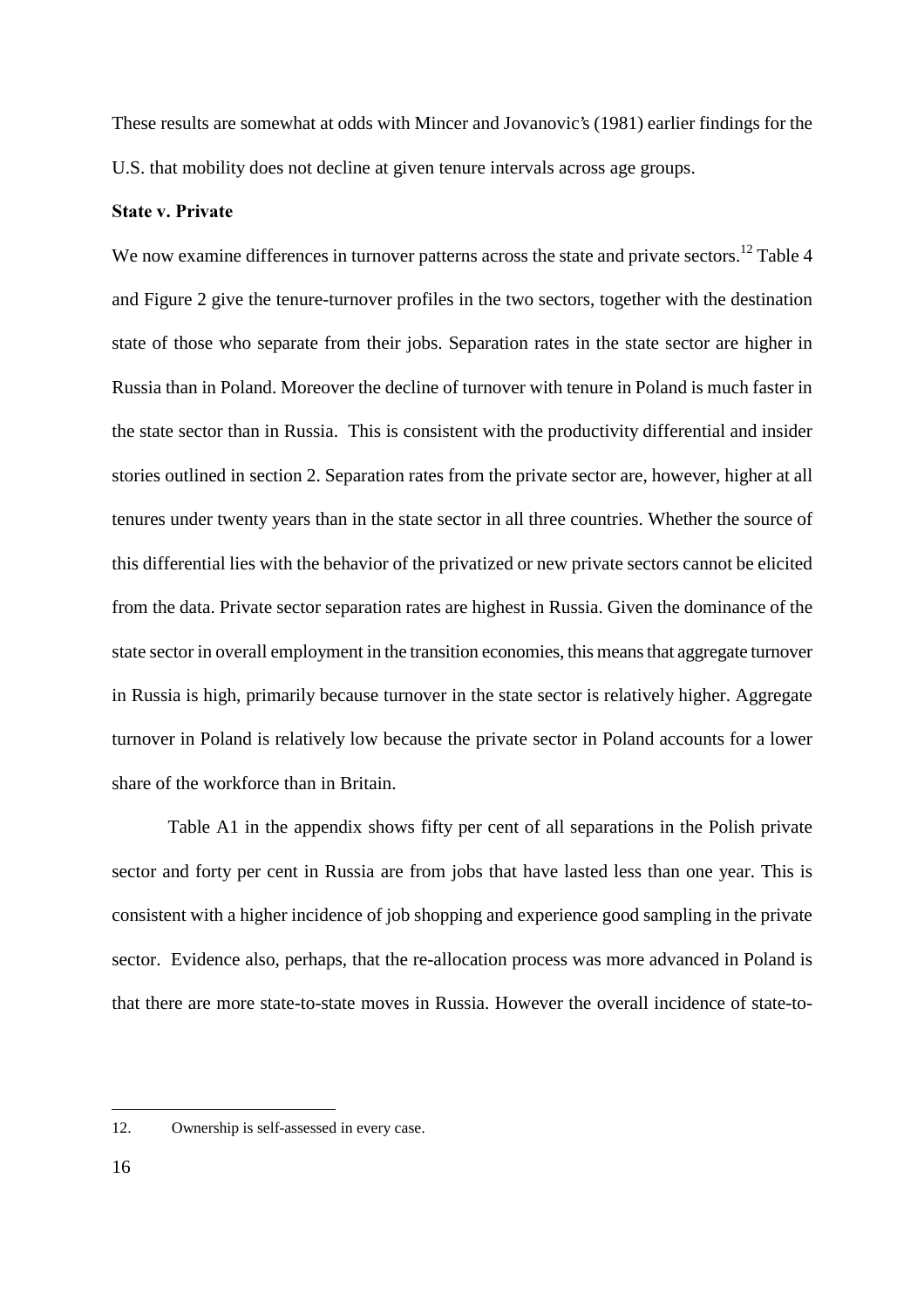These results are somewhat at odds with Mincer and Jovanovic's (1981) earlier findings for the U.S. that mobility does not decline at given tenure intervals across age groups.

**State v. Private**

We now examine differences in turnover patterns across the state and private sectors.[12] Table 4 and Figure 2 give the tenure-turnover profiles in the two sectors, together with the destination state of those who separate from their jobs. Separation rates in the state sector are higher in Russia than in Poland. Moreover the decline of turnover with tenure in Poland is much faster in the state sector than in Russia. This is consistent with the productivity differential and insider stories outlined in section 2. Separation rates from the private sector are, however, higher at all tenures under twenty years than in the state sector in all three countries. Whether the source of this differential lies with the behavior of the privatized or new private sectors cannot be elicited from the data. Private sector separation rates are highest in Russia. Given the dominance of the state sector in overall employment in the transition economies, this means that aggregate turnover in Russia is high, primarily because turnover in the state sector is relatively higher. Aggregate turnover in Poland is relatively low because the private sector in Poland accounts for a lower share of the workforce than in Britain.

Table A1 in the appendix shows fifty per cent of all separations in the Polish private sector and forty per cent in Russia are from jobs that have lasted less than one year. This is consistent with a higher incidence of job shopping and experience good sampling in the private sector. Evidence also, perhaps, that the re-allocation process was more advanced in Poland is that there are more state-to-state moves in Russia. However the overall incidence of state-to-

---

12. Ownership is self-assessed in every case.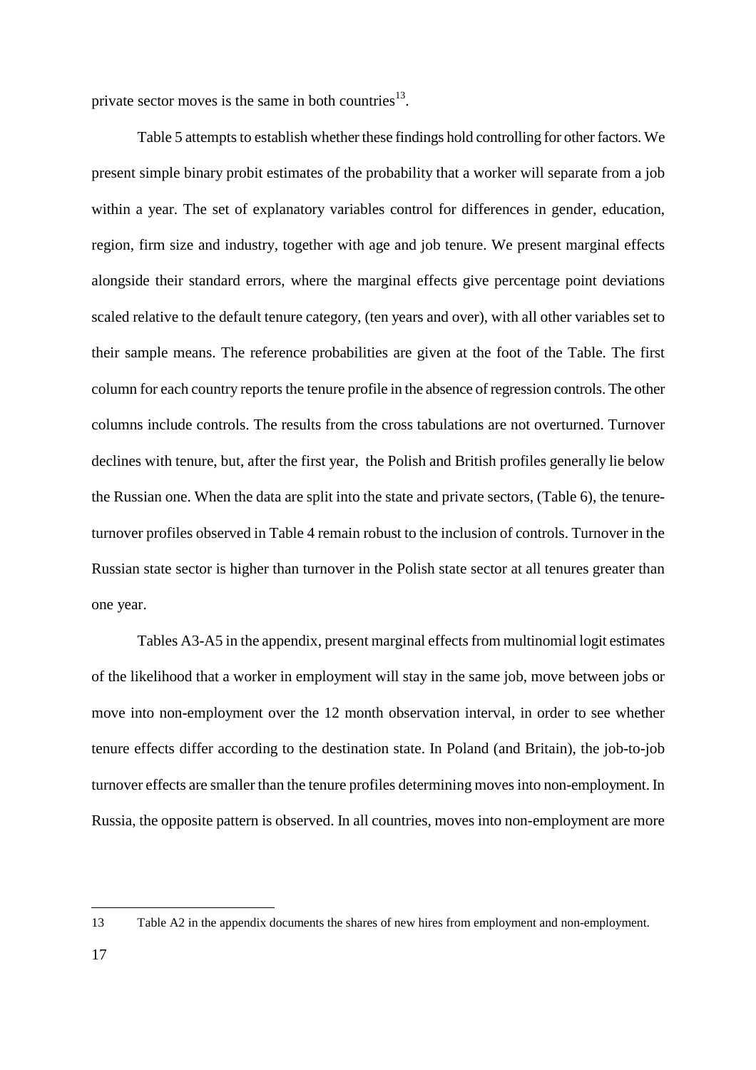private sector moves is the same in both countries[13].

Table 5 attempts to establish whether these findings hold controlling for other factors. We present simple binary probit estimates of the probability that a worker will separate from a job within a year. The set of explanatory variables control for differences in gender, education, region, firm size and industry, together with age and job tenure. We present marginal effects alongside their standard errors, where the marginal effects give percentage point deviations scaled relative to the default tenure category, (ten years and over), with all other variables set to their sample means. The reference probabilities are given at the foot of the Table. The first column for each country reports the tenure profile in the absence of regression controls. The other columns include controls. The results from the cross tabulations are not overturned. Turnover declines with tenure, but, after the first year, the Polish and British profiles generally lie below the Russian one. When the data are split into the state and private sectors, (Table 6), the tenure-turnover profiles observed in Table 4 remain robust to the inclusion of controls. Turnover in the Russian state sector is higher than turnover in the Polish state sector at all tenures greater than one year.

Tables A3-A5 in the appendix, present marginal effects from multinomial logit estimates of the likelihood that a worker in employment will stay in the same job, move between jobs or move into non-employment over the 12 month observation interval, in order to see whether tenure effects differ according to the destination state. In Poland (and Britain), the job-to-job turnover effects are smaller than the tenure profiles determining moves into non-employment. In Russia, the opposite pattern is observed. In all countries, moves into non-employment are more

---

13 Table A2 in the appendix documents the shares of new hires from employment and non-employment.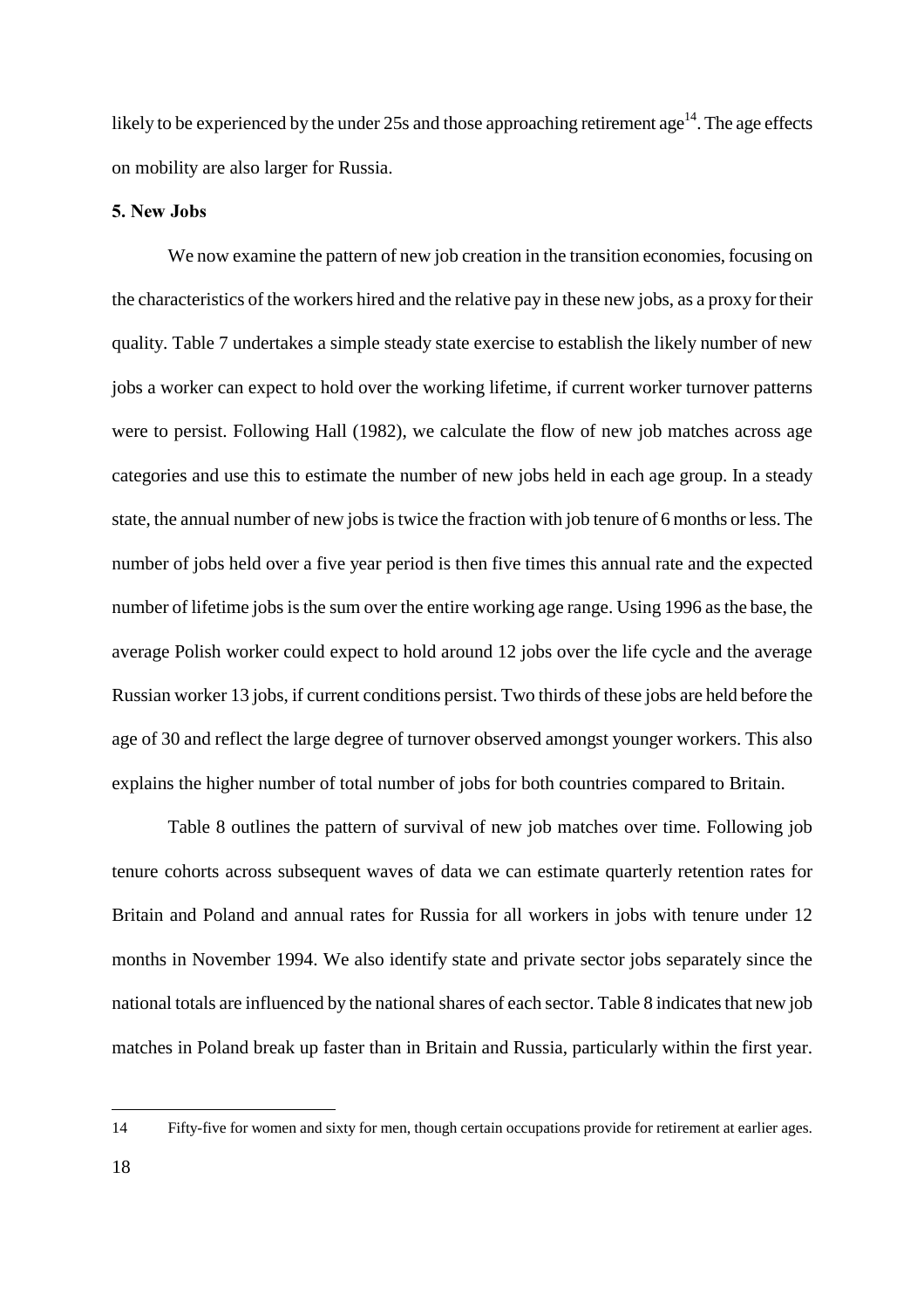likely to be experienced by the under 25s and those approaching retirement age[14]. The age effects on mobility are also larger for Russia.

### 5. New Jobs

We now examine the pattern of new job creation in the transition economies, focusing on the characteristics of the workers hired and the relative pay in these new jobs, as a proxy for their quality. Table 7 undertakes a simple steady state exercise to establish the likely number of new jobs a worker can expect to hold over the working lifetime, if current worker turnover patterns were to persist. Following Hall (1982), we calculate the flow of new job matches across age categories and use this to estimate the number of new jobs held in each age group. In a steady state, the annual number of new jobs is twice the fraction with job tenure of 6 months or less. The number of jobs held over a five year period is then five times this annual rate and the expected number of lifetime jobs is the sum over the entire working age range. Using 1996 as the base, the average Polish worker could expect to hold around 12 jobs over the life cycle and the average Russian worker 13 jobs, if current conditions persist. Two thirds of these jobs are held before the age of 30 and reflect the large degree of turnover observed amongst younger workers. This also explains the higher number of total number of jobs for both countries compared to Britain.

Table 8 outlines the pattern of survival of new job matches over time. Following job tenure cohorts across subsequent waves of data we can estimate quarterly retention rates for Britain and Poland and annual rates for Russia for all workers in jobs with tenure under 12 months in November 1994. We also identify state and private sector jobs separately since the national totals are influenced by the national shares of each sector. Table 8 indicates that new job matches in Poland break up faster than in Britain and Russia, particularly within the first year.

---

14 Fifty-five for women and sixty for men, though certain occupations provide for retirement at earlier ages.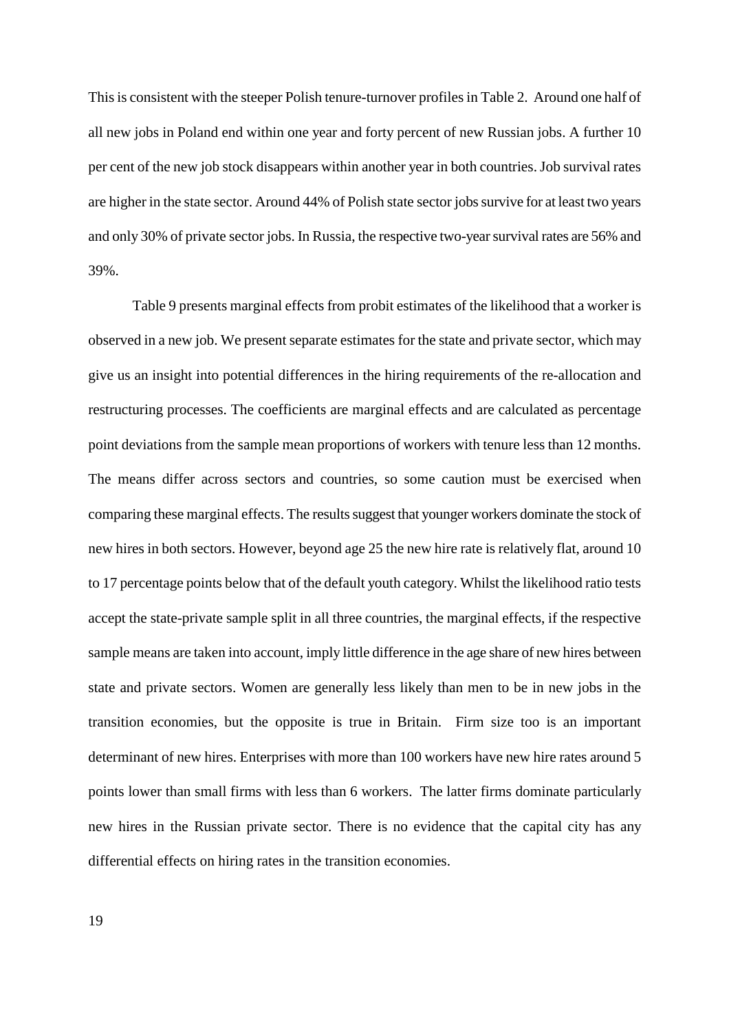This is consistent with the steeper Polish tenure-turnover profiles in Table 2. Around one half of all new jobs in Poland end within one year and forty percent of new Russian jobs. A further 10 per cent of the new job stock disappears within another year in both countries. Job survival rates are higher in the state sector. Around 44% of Polish state sector jobs survive for at least two years and only 30% of private sector jobs. In Russia, the respective two-year survival rates are 56% and 39%.

Table 9 presents marginal effects from probit estimates of the likelihood that a worker is observed in a new job. We present separate estimates for the state and private sector, which may give us an insight into potential differences in the hiring requirements of the re-allocation and restructuring processes. The coefficients are marginal effects and are calculated as percentage point deviations from the sample mean proportions of workers with tenure less than 12 months. The means differ across sectors and countries, so some caution must be exercised when comparing these marginal effects. The results suggest that younger workers dominate the stock of new hires in both sectors. However, beyond age 25 the new hire rate is relatively flat, around 10 to 17 percentage points below that of the default youth category. Whilst the likelihood ratio tests accept the state-private sample split in all three countries, the marginal effects, if the respective sample means are taken into account, imply little difference in the age share of new hires between state and private sectors. Women are generally less likely than men to be in new jobs in the transition economies, but the opposite is true in Britain. Firm size too is an important determinant of new hires. Enterprises with more than 100 workers have new hire rates around 5 points lower than small firms with less than 6 workers. The latter firms dominate particularly new hires in the Russian private sector. There is no evidence that the capital city has any differential effects on hiring rates in the transition economies.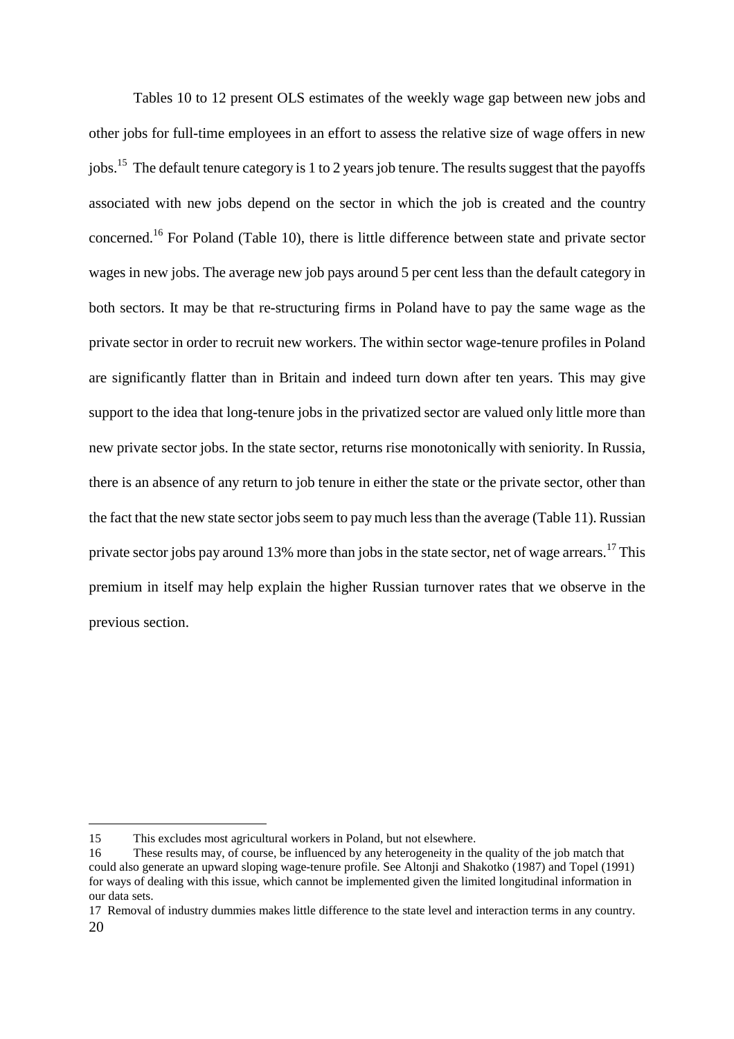Tables 10 to 12 present OLS estimates of the weekly wage gap between new jobs and other jobs for full-time employees in an effort to assess the relative size of wage offers in new jobs.[15] The default tenure category is 1 to 2 years job tenure. The results suggest that the payoffs associated with new jobs depend on the sector in which the job is created and the country concerned.[16] For Poland (Table 10), there is little difference between state and private sector wages in new jobs. The average new job pays around 5 per cent less than the default category in both sectors. It may be that re-structuring firms in Poland have to pay the same wage as the private sector in order to recruit new workers. The within sector wage-tenure profiles in Poland are significantly flatter than in Britain and indeed turn down after ten years. This may give support to the idea that long-tenure jobs in the privatized sector are valued only little more than new private sector jobs. In the state sector, returns rise monotonically with seniority. In Russia, there is an absence of any return to job tenure in either the state or the private sector, other than the fact that the new state sector jobs seem to pay much less than the average (Table 11). Russian private sector jobs pay around 13% more than jobs in the state sector, net of wage arrears.[17] This premium in itself may help explain the higher Russian turnover rates that we observe in the previous section.

---

15 This excludes most agricultural workers in Poland, but not elsewhere.

16 These results may, of course, be influenced by any heterogeneity in the quality of the job match that could also generate an upward sloping wage-tenure profile. See Altonji and Shakotko (1987) and Topel (1991) for ways of dealing with this issue, which cannot be implemented given the limited longitudinal information in our data sets.

17 Removal of industry dummies makes little difference to the state level and interaction terms in any country.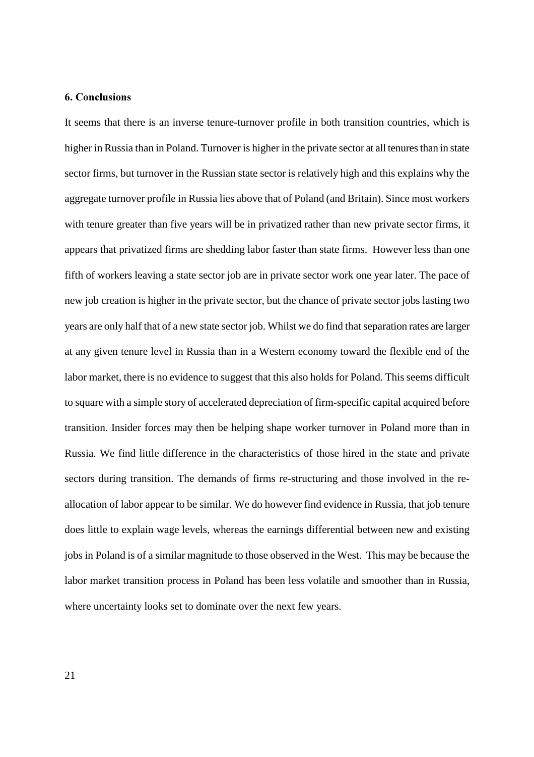### 6. Conclusions

It seems that there is an inverse tenure-turnover profile in both transition countries, which is higher in Russia than in Poland. Turnover is higher in the private sector at all tenures than in state sector firms, but turnover in the Russian state sector is relatively high and this explains why the aggregate turnover profile in Russia lies above that of Poland (and Britain). Since most workers with tenure greater than five years will be in privatized rather than new private sector firms, it appears that privatized firms are shedding labor faster than state firms. However less than one fifth of workers leaving a state sector job are in private sector work one year later. The pace of new job creation is higher in the private sector, but the chance of private sector jobs lasting two years are only half that of a new state sector job. Whilst we do find that separation rates are larger at any given tenure level in Russia than in a Western economy toward the flexible end of the labor market, there is no evidence to suggest that this also holds for Poland. This seems difficult to square with a simple story of accelerated depreciation of firm-specific capital acquired before transition. Insider forces may then be helping shape worker turnover in Poland more than in Russia. We find little difference in the characteristics of those hired in the state and private sectors during transition. The demands of firms re-structuring and those involved in the re-allocation of labor appear to be similar. We do however find evidence in Russia, that job tenure does little to explain wage levels, whereas the earnings differential between new and existing jobs in Poland is of a similar magnitude to those observed in the West. This may be because the labor market transition process in Poland has been less volatile and smoother than in Russia, where uncertainty looks set to dominate over the next few years.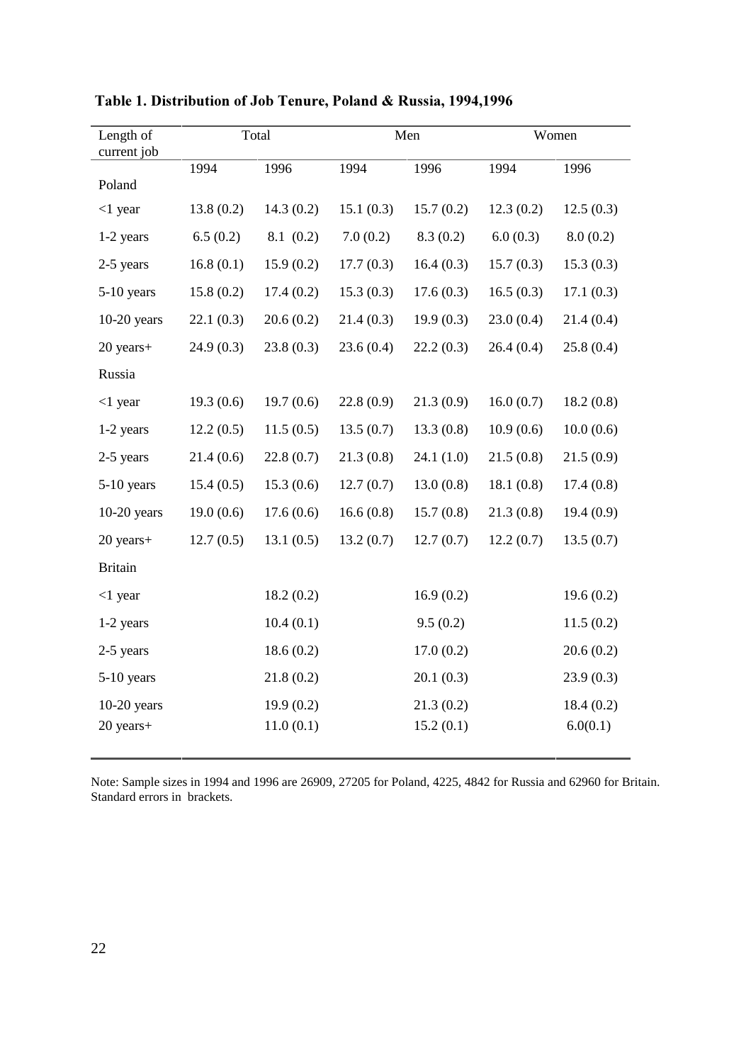**Table 1. Distribution of Job Tenure, Poland & Russia, 1994,1996**

| Length of current job | Total | | Men | | Women | |
|---|---|---|---|---|---|---|
| | 1994 | 1996 | 1994 | 1996 | 1994 | 1996 |
| Poland | | | | | | |
| <1 year | 13.8 (0.2) | 14.3 (0.2) | 15.1 (0.3) | 15.7 (0.2) | 12.3 (0.2) | 12.5 (0.3) |
| 1-2 years | 6.5 (0.2) | 8.1 (0.2) | 7.0 (0.2) | 8.3 (0.2) | 6.0 (0.3) | 8.0 (0.2) |
| 2-5 years | 16.8 (0.1) | 15.9 (0.2) | 17.7 (0.3) | 16.4 (0.3) | 15.7 (0.3) | 15.3 (0.3) |
| 5-10 years | 15.8 (0.2) | 17.4 (0.2) | 15.3 (0.3) | 17.6 (0.3) | 16.5 (0.3) | 17.1 (0.3) |
| 10-20 years | 22.1 (0.3) | 20.6 (0.2) | 21.4 (0.3) | 19.9 (0.3) | 23.0 (0.4) | 21.4 (0.4) |
| 20 years+ | 24.9 (0.3) | 23.8 (0.3) | 23.6 (0.4) | 22.2 (0.3) | 26.4 (0.4) | 25.8 (0.4) |
| Russia | | | | | | |
| <1 year | 19.3 (0.6) | 19.7 (0.6) | 22.8 (0.9) | 21.3 (0.9) | 16.0 (0.7) | 18.2 (0.8) |
| 1-2 years | 12.2 (0.5) | 11.5 (0.5) | 13.5 (0.7) | 13.3 (0.8) | 10.9 (0.6) | 10.0 (0.6) |
| 2-5 years | 21.4 (0.6) | 22.8 (0.7) | 21.3 (0.8) | 24.1 (1.0) | 21.5 (0.8) | 21.5 (0.9) |
| 5-10 years | 15.4 (0.5) | 15.3 (0.6) | 12.7 (0.7) | 13.0 (0.8) | 18.1 (0.8) | 17.4 (0.8) |
| 10-20 years | 19.0 (0.6) | 17.6 (0.6) | 16.6 (0.8) | 15.7 (0.8) | 21.3 (0.8) | 19.4 (0.9) |
| 20 years+ | 12.7 (0.5) | 13.1 (0.5) | 13.2 (0.7) | 12.7 (0.7) | 12.2 (0.7) | 13.5 (0.7) |
| Britain | | | | | | |
| <1 year | | 18.2 (0.2) | | 16.9 (0.2) | | 19.6 (0.2) |
| 1-2 years | | 10.4 (0.1) | | 9.5 (0.2) | | 11.5 (0.2) |
| 2-5 years | | 18.6 (0.2) | | 17.0 (0.2) | | 20.6 (0.2) |
| 5-10 years | | 21.8 (0.2) | | 20.1 (0.3) | | 23.9 (0.3) |
| 10-20 years | | 19.9 (0.2) | | 21.3 (0.2) | | 18.4 (0.2) |
| 20 years+ | | 11.0 (0.1) | | 15.2 (0.1) | | 6.0(0.1) |

Note: Sample sizes in 1994 and 1996 are 26909, 27205 for Poland, 4225, 4842 for Russia and 62960 for Britain. Standard errors in brackets.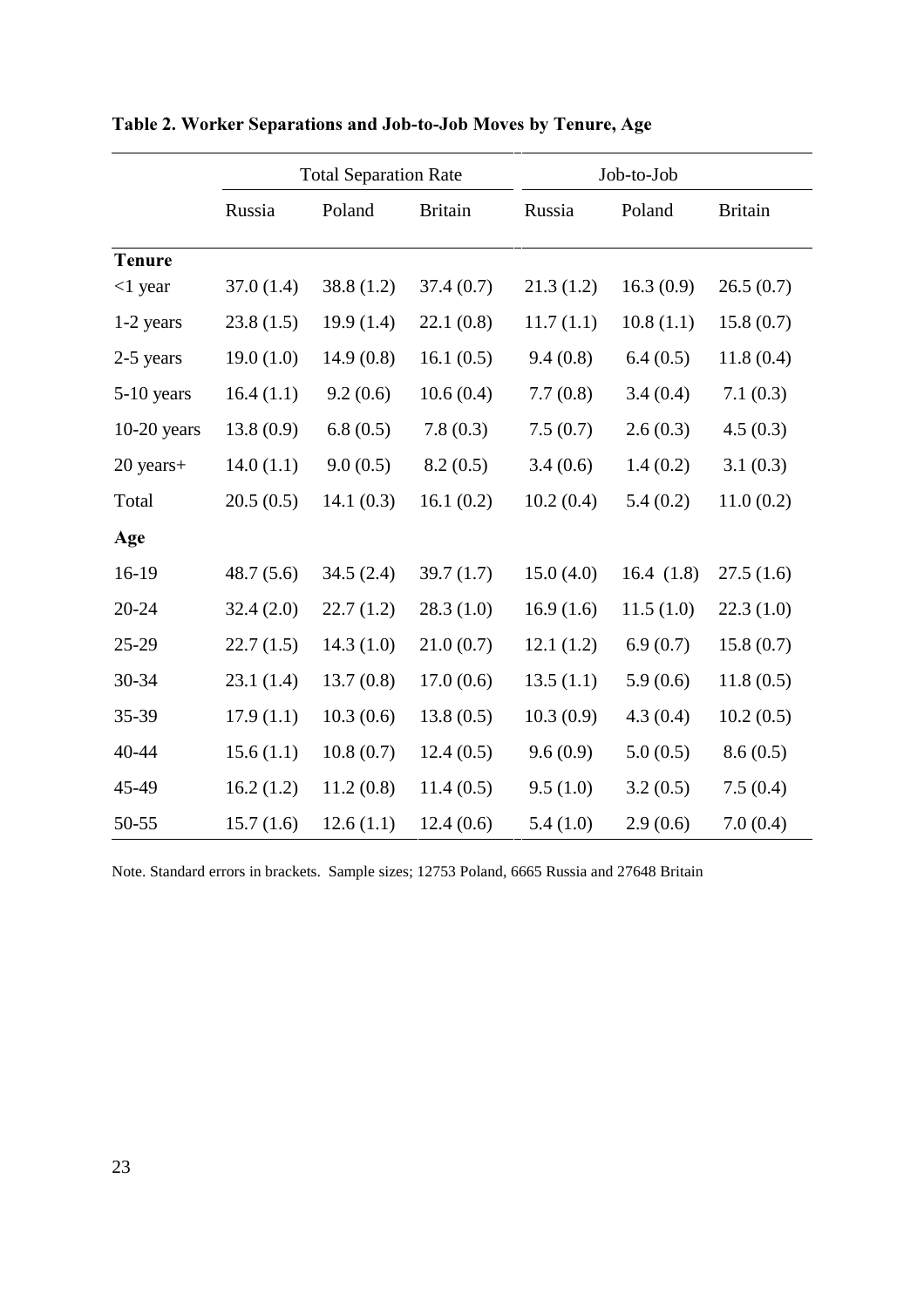**Table 2. Worker Separations and Job-to-Job Moves by Tenure, Age**

| | Total Separation Rate | | | Job-to-Job | | |
|---|---|---|---|---|---|---|
| | Russia | Poland | Britain | Russia | Poland | Britain |
| **Tenure** | | | | | | |
| <1 year | 37.0 (1.4) | 38.8 (1.2) | 37.4 (0.7) | 21.3 (1.2) | 16.3 (0.9) | 26.5 (0.7) |
| 1-2 years | 23.8 (1.5) | 19.9 (1.4) | 22.1 (0.8) | 11.7 (1.1) | 10.8 (1.1) | 15.8 (0.7) |
| 2-5 years | 19.0 (1.0) | 14.9 (0.8) | 16.1 (0.5) | 9.4 (0.8) | 6.4 (0.5) | 11.8 (0.4) |
| 5-10 years | 16.4 (1.1) | 9.2 (0.6) | 10.6 (0.4) | 7.7 (0.8) | 3.4 (0.4) | 7.1 (0.3) |
| 10-20 years | 13.8 (0.9) | 6.8 (0.5) | 7.8 (0.3) | 7.5 (0.7) | 2.6 (0.3) | 4.5 (0.3) |
| 20 years+ | 14.0 (1.1) | 9.0 (0.5) | 8.2 (0.5) | 3.4 (0.6) | 1.4 (0.2) | 3.1 (0.3) |
| Total | 20.5 (0.5) | 14.1 (0.3) | 16.1 (0.2) | 10.2 (0.4) | 5.4 (0.2) | 11.0 (0.2) |
| **Age** | | | | | | |
| 16-19 | 48.7 (5.6) | 34.5 (2.4) | 39.7 (1.7) | 15.0 (4.0) | 16.4 (1.8) | 27.5 (1.6) |
| 20-24 | 32.4 (2.0) | 22.7 (1.2) | 28.3 (1.0) | 16.9 (1.6) | 11.5 (1.0) | 22.3 (1.0) |
| 25-29 | 22.7 (1.5) | 14.3 (1.0) | 21.0 (0.7) | 12.1 (1.2) | 6.9 (0.7) | 15.8 (0.7) |
| 30-34 | 23.1 (1.4) | 13.7 (0.8) | 17.0 (0.6) | 13.5 (1.1) | 5.9 (0.6) | 11.8 (0.5) |
| 35-39 | 17.9 (1.1) | 10.3 (0.6) | 13.8 (0.5) | 10.3 (0.9) | 4.3 (0.4) | 10.2 (0.5) |
| 40-44 | 15.6 (1.1) | 10.8 (0.7) | 12.4 (0.5) | 9.6 (0.9) | 5.0 (0.5) | 8.6 (0.5) |
| 45-49 | 16.2 (1.2) | 11.2 (0.8) | 11.4 (0.5) | 9.5 (1.0) | 3.2 (0.5) | 7.5 (0.4) |
| 50-55 | 15.7 (1.6) | 12.6 (1.1) | 12.4 (0.6) | 5.4 (1.0) | 2.9 (0.6) | 7.0 (0.4) |

Note. Standard errors in brackets. Sample sizes; 12753 Poland, 6665 Russia and 27648 Britain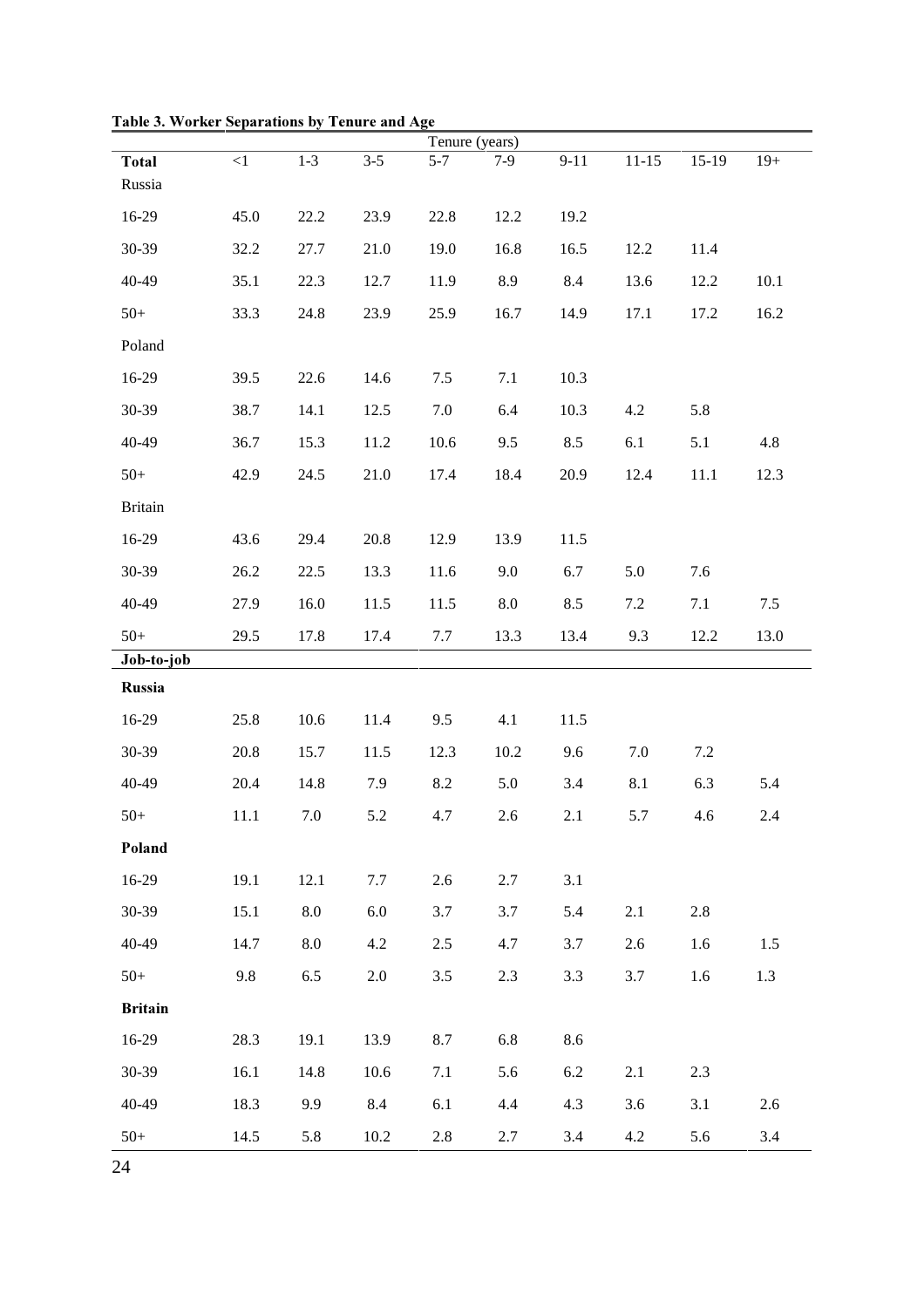**Table 3. Worker Separations by Tenure and Age**

| | Tenure (years) | | | | | | | | |
|---|---|---|---|---|---|---|---|---|---|
| **Total** | <1 | 1-3 | 3-5 | 5-7 | 7-9 | 9-11 | 11-15 | 15-19 | 19+ |
| Russia | | | | | | | | | |
| 16-29 | 45.0 | 22.2 | 23.9 | 22.8 | 12.2 | 19.2 | | | |
| 30-39 | 32.2 | 27.7 | 21.0 | 19.0 | 16.8 | 16.5 | 12.2 | 11.4 | |
| 40-49 | 35.1 | 22.3 | 12.7 | 11.9 | 8.9 | 8.4 | 13.6 | 12.2 | 10.1 |
| 50+ | 33.3 | 24.8 | 23.9 | 25.9 | 16.7 | 14.9 | 17.1 | 17.2 | 16.2 |
| Poland | | | | | | | | | |
| 16-29 | 39.5 | 22.6 | 14.6 | 7.5 | 7.1 | 10.3 | | | |
| 30-39 | 38.7 | 14.1 | 12.5 | 7.0 | 6.4 | 10.3 | 4.2 | 5.8 | |
| 40-49 | 36.7 | 15.3 | 11.2 | 10.6 | 9.5 | 8.5 | 6.1 | 5.1 | 4.8 |
| 50+ | 42.9 | 24.5 | 21.0 | 17.4 | 18.4 | 20.9 | 12.4 | 11.1 | 12.3 |
| Britain | | | | | | | | | |
| 16-29 | 43.6 | 29.4 | 20.8 | 12.9 | 13.9 | 11.5 | | | |
| 30-39 | 26.2 | 22.5 | 13.3 | 11.6 | 9.0 | 6.7 | 5.0 | 7.6 | |
| 40-49 | 27.9 | 16.0 | 11.5 | 11.5 | 8.0 | 8.5 | 7.2 | 7.1 | 7.5 |
| 50+ | 29.5 | 17.8 | 17.4 | 7.7 | 13.3 | 13.4 | 9.3 | 12.2 | 13.0 |
| **Job-to-job** | | | | | | | | | |
| **Russia** | | | | | | | | | |
| 16-29 | 25.8 | 10.6 | 11.4 | 9.5 | 4.1 | 11.5 | | | |
| 30-39 | 20.8 | 15.7 | 11.5 | 12.3 | 10.2 | 9.6 | 7.0 | 7.2 | |
| 40-49 | 20.4 | 14.8 | 7.9 | 8.2 | 5.0 | 3.4 | 8.1 | 6.3 | 5.4 |
| 50+ | 11.1 | 7.0 | 5.2 | 4.7 | 2.6 | 2.1 | 5.7 | 4.6 | 2.4 |
| **Poland** | | | | | | | | | |
| 16-29 | 19.1 | 12.1 | 7.7 | 2.6 | 2.7 | 3.1 | | | |
| 30-39 | 15.1 | 8.0 | 6.0 | 3.7 | 3.7 | 5.4 | 2.1 | 2.8 | |
| 40-49 | 14.7 | 8.0 | 4.2 | 2.5 | 4.7 | 3.7 | 2.6 | 1.6 | 1.5 |
| 50+ | 9.8 | 6.5 | 2.0 | 3.5 | 2.3 | 3.3 | 3.7 | 1.6 | 1.3 |
| **Britain** | | | | | | | | | |
| 16-29 | 28.3 | 19.1 | 13.9 | 8.7 | 6.8 | 8.6 | | | |
| 30-39 | 16.1 | 14.8 | 10.6 | 7.1 | 5.6 | 6.2 | 2.1 | 2.3 | |
| 40-49 | 18.3 | 9.9 | 8.4 | 6.1 | 4.4 | 4.3 | 3.6 | 3.1 | 2.6 |
| 50+ | 14.5 | 5.8 | 10.2 | 2.8 | 2.7 | 3.4 | 4.2 | 5.6 | 3.4 |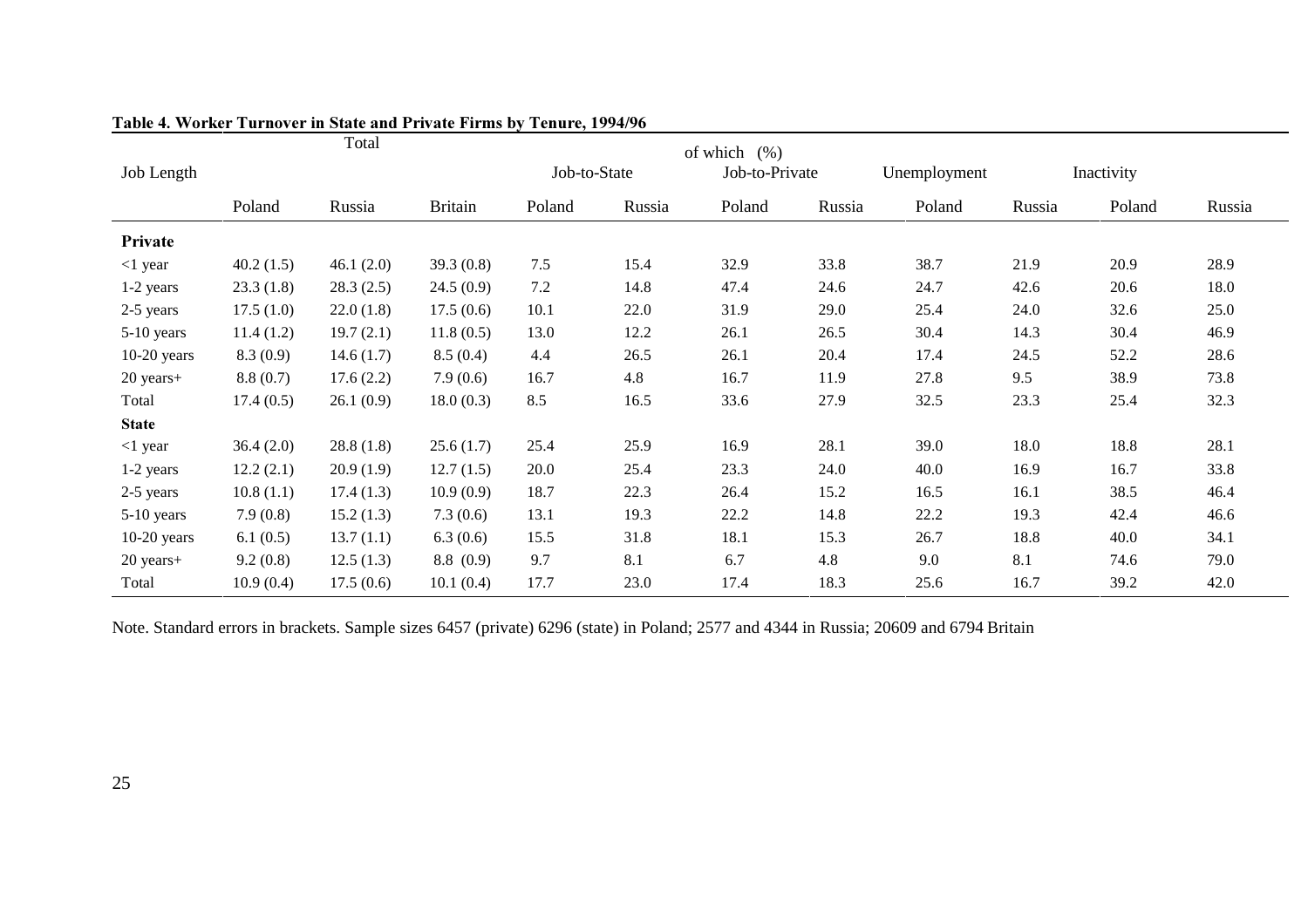**Table 4. Worker Turnover in State and Private Firms by Tenure, 1994/96**

| Job Length | Total | | | of which (%) | | | | | | | |
|---|---|---|---|---|---|---|---|---|---|---|---|
| | | | | Job-to-State | | Job-to-Private | | Unemployment | | Inactivity | |
| | Poland | Russia | Britain | Poland | Russia | Poland | Russia | Poland | Russia | Poland | Russia |
| **Private** | | | | | | | | | | | |
| <1 year | 40.2 (1.5) | 46.1 (2.0) | 39.3 (0.8) | 7.5 | 15.4 | 32.9 | 33.8 | 38.7 | 21.9 | 20.9 | 28.9 |
| 1-2 years | 23.3 (1.8) | 28.3 (2.5) | 24.5 (0.9) | 7.2 | 14.8 | 47.4 | 24.6 | 24.7 | 42.6 | 20.6 | 18.0 |
| 2-5 years | 17.5 (1.0) | 22.0 (1.8) | 17.5 (0.6) | 10.1 | 22.0 | 31.9 | 29.0 | 25.4 | 24.0 | 32.6 | 25.0 |
| 5-10 years | 11.4 (1.2) | 19.7 (2.1) | 11.8 (0.5) | 13.0 | 12.2 | 26.1 | 26.5 | 30.4 | 14.3 | 30.4 | 46.9 |
| 10-20 years | 8.3 (0.9) | 14.6 (1.7) | 8.5 (0.4) | 4.4 | 26.5 | 26.1 | 20.4 | 17.4 | 24.5 | 52.2 | 28.6 |
| 20 years+ | 8.8 (0.7) | 17.6 (2.2) | 7.9 (0.6) | 16.7 | 4.8 | 16.7 | 11.9 | 27.8 | 9.5 | 38.9 | 73.8 |
| Total | 17.4 (0.5) | 26.1 (0.9) | 18.0 (0.3) | 8.5 | 16.5 | 33.6 | 27.9 | 32.5 | 23.3 | 25.4 | 32.3 |
| **State** | | | | | | | | | | | |
| <1 year | 36.4 (2.0) | 28.8 (1.8) | 25.6 (1.7) | 25.4 | 25.9 | 16.9 | 28.1 | 39.0 | 18.0 | 18.8 | 28.1 |
| 1-2 years | 12.2 (2.1) | 20.9 (1.9) | 12.7 (1.5) | 20.0 | 25.4 | 23.3 | 24.0 | 40.0 | 16.9 | 16.7 | 33.8 |
| 2-5 years | 10.8 (1.1) | 17.4 (1.3) | 10.9 (0.9) | 18.7 | 22.3 | 26.4 | 15.2 | 16.5 | 16.1 | 38.5 | 46.4 |
| 5-10 years | 7.9 (0.8) | 15.2 (1.3) | 7.3 (0.6) | 13.1 | 19.3 | 22.2 | 14.8 | 22.2 | 19.3 | 42.4 | 46.6 |
| 10-20 years | 6.1 (0.5) | 13.7 (1.1) | 6.3 (0.6) | 15.5 | 31.8 | 18.1 | 15.3 | 26.7 | 18.8 | 40.0 | 34.1 |
| 20 years+ | 9.2 (0.8) | 12.5 (1.3) | 8.8 (0.9) | 9.7 | 8.1 | 6.7 | 4.8 | 9.0 | 8.1 | 74.6 | 79.0 |
| Total | 10.9 (0.4) | 17.5 (0.6) | 10.1 (0.4) | 17.7 | 23.0 | 17.4 | 18.3 | 25.6 | 16.7 | 39.2 | 42.0 |

Note. Standard errors in brackets. Sample sizes 6457 (private) 6296 (state) in Poland; 2577 and 4344 in Russia; 20609 and 6794 Britain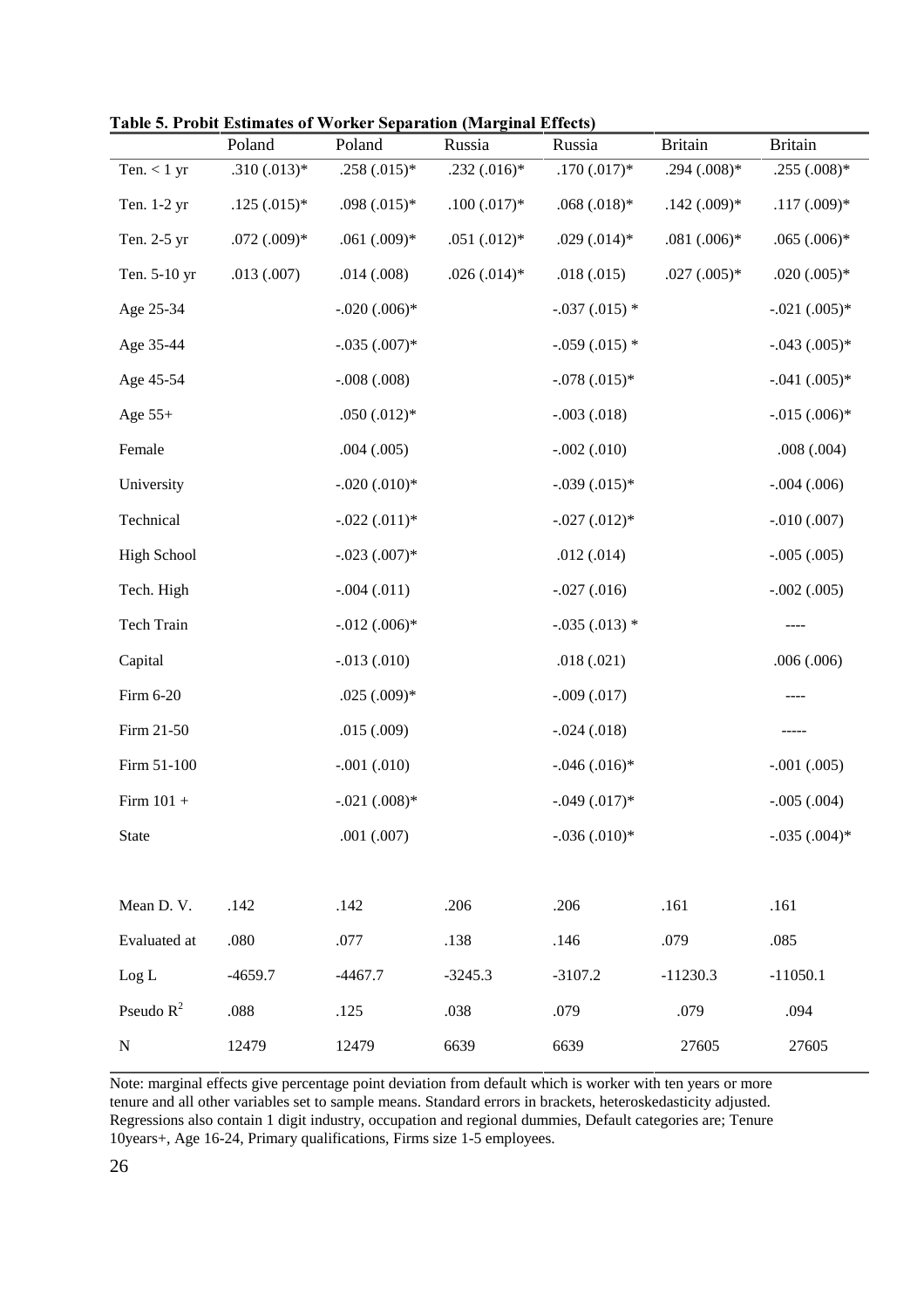**Table 5. Probit Estimates of Worker Separation (Marginal Effects)**

| | Poland | Poland | Russia | Russia | Britain | Britain |
|---|---|---|---|---|---|---|
| Ten. < 1 yr | .310 (.013)* | .258 (.015)* | .232 (.016)* | .170 (.017)* | .294 (.008)* | .255 (.008)* |
| Ten. 1-2 yr | .125 (.015)* | .098 (.015)* | .100 (.017)* | .068 (.018)* | .142 (.009)* | .117 (.009)* |
| Ten. 2-5 yr | .072 (.009)* | .061 (.009)* | .051 (.012)* | .029 (.014)* | .081 (.006)* | .065 (.006)* |
| Ten. 5-10 yr | .013 (.007) | .014 (.008) | .026 (.014)* | .018 (.015) | .027 (.005)* | .020 (.005)* |
| Age 25-34 | | -.020 (.006)* | | -.037 (.015) * | | -.021 (.005)* |
| Age 35-44 | | -.035 (.007)* | | -.059 (.015) * | | -.043 (.005)* |
| Age 45-54 | | -.008 (.008) | | -.078 (.015)* | | -.041 (.005)* |
| Age 55+ | | .050 (.012)* | | -.003 (.018) | | -.015 (.006)* |
| Female | | .004 (.005) | | -.002 (.010) | | .008 (.004) |
| University | | -.020 (.010)* | | -.039 (.015)* | | -.004 (.006) |
| Technical | | -.022 (.011)* | | -.027 (.012)* | | -.010 (.007) |
| High School | | -.023 (.007)* | | .012 (.014) | | -.005 (.005) |
| Tech. High | | -.004 (.011) | | -.027 (.016) | | -.002 (.005) |
| Tech Train | | -.012 (.006)* | | -.035 (.013) * | | ---- |
| Capital | | -.013 (.010) | | .018 (.021) | | .006 (.006) |
| Firm 6-20 | | .025 (.009)* | | -.009 (.017) | | ---- |
| Firm 21-50 | | .015 (.009) | | -.024 (.018) | | ----- |
| Firm 51-100 | | -.001 (.010) | | -.046 (.016)* | | -.001 (.005) |
| Firm 101 + | | -.021 (.008)* | | -.049 (.017)* | | -.005 (.004) |
| State | | .001 (.007) | | -.036 (.010)* | | -.035 (.004)* |
| | | | | | | |
| Mean D. V. | .142 | .142 | .206 | .206 | .161 | .161 |
| Evaluated at | .080 | .077 | .138 | .146 | .079 | .085 |
| Log L | -4659.7 | -4467.7 | -3245.3 | -3107.2 | -11230.3 | -11050.1 |
| Pseudo $R^2$ | .088 | .125 | .038 | .079 | .079 | .094 |
| N | 12479 | 12479 | 6639 | 6639 | 27605 | 27605 |

Note: marginal effects give percentage point deviation from default which is worker with ten years or more tenure and all other variables set to sample means. Standard errors in brackets, heteroskedasticity adjusted. Regressions also contain 1 digit industry, occupation and regional dummies, Default categories are; Tenure 10years+, Age 16-24, Primary qualifications, Firms size 1-5 employees.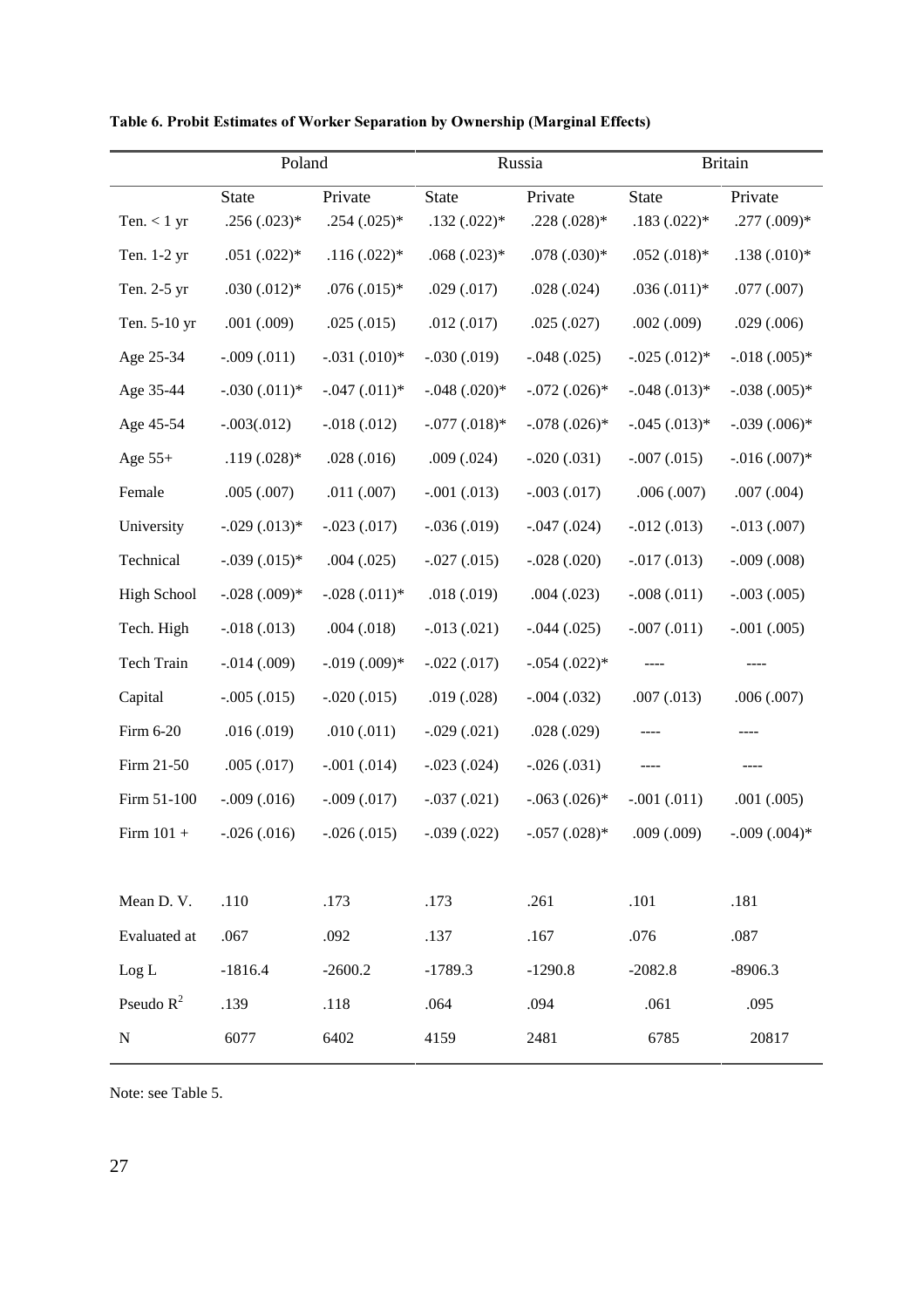**Table 6. Probit Estimates of Worker Separation by Ownership (Marginal Effects)**

| | Poland | | Russia | | Britain | |
|---|---|---|---|---|---|---|
| | State | Private | State | Private | State | Private |
| Ten. < 1 yr | .256 (.023)* | .254 (.025)* | .132 (.022)* | .228 (.028)* | .183 (.022)* | .277 (.009)* |
| Ten. 1-2 yr | .051 (.022)* | .116 (.022)* | .068 (.023)* | .078 (.030)* | .052 (.018)* | .138 (.010)* |
| Ten. 2-5 yr | .030 (.012)* | .076 (.015)* | .029 (.017) | .028 (.024) | .036 (.011)* | .077 (.007) |
| Ten. 5-10 yr | .001 (.009) | .025 (.015) | .012 (.017) | .025 (.027) | .002 (.009) | .029 (.006) |
| Age 25-34 | -.009 (.011) | -.031 (.010)* | -.030 (.019) | -.048 (.025) | -.025 (.012)* | -.018 (.005)* |
| Age 35-44 | -.030 (.011)* | -.047 (.011)* | -.048 (.020)* | -.072 (.026)* | -.048 (.013)* | -.038 (.005)* |
| Age 45-54 | -.003(.012) | -.018 (.012) | -.077 (.018)* | -.078 (.026)* | -.045 (.013)* | -.039 (.006)* |
| Age 55+ | .119 (.028)* | .028 (.016) | .009 (.024) | -.020 (.031) | -.007 (.015) | -.016 (.007)* |
| Female | .005 (.007) | .011 (.007) | -.001 (.013) | -.003 (.017) | .006 (.007) | .007 (.004) |
| University | -.029 (.013)* | -.023 (.017) | -.036 (.019) | -.047 (.024) | -.012 (.013) | -.013 (.007) |
| Technical | -.039 (.015)* | .004 (.025) | -.027 (.015) | -.028 (.020) | -.017 (.013) | -.009 (.008) |
| High School | -.028 (.009)* | -.028 (.011)* | .018 (.019) | .004 (.023) | -.008 (.011) | -.003 (.005) |
| Tech. High | -.018 (.013) | .004 (.018) | -.013 (.021) | -.044 (.025) | -.007 (.011) | -.001 (.005) |
| Tech Train | -.014 (.009) | -.019 (.009)* | -.022 (.017) | -.054 (.022)* | ---- | ---- |
| Capital | -.005 (.015) | -.020 (.015) | .019 (.028) | -.004 (.032) | .007 (.013) | .006 (.007) |
| Firm 6-20 | .016 (.019) | .010 (.011) | -.029 (.021) | .028 (.029) | ---- | ---- |
| Firm 21-50 | .005 (.017) | -.001 (.014) | -.023 (.024) | -.026 (.031) | ---- | ---- |
| Firm 51-100 | -.009 (.016) | -.009 (.017) | -.037 (.021) | -.063 (.026)* | -.001 (.011) | .001 (.005) |
| Firm 101 + | -.026 (.016) | -.026 (.015) | -.039 (.022) | -.057 (.028)* | .009 (.009) | -.009 (.004)* |
| | | | | | | |
| Mean D. V. | .110 | .173 | .173 | .261 | .101 | .181 |
| Evaluated at | .067 | .092 | .137 | .167 | .076 | .087 |
| Log L | -1816.4 | -2600.2 | -1789.3 | -1290.8 | -2082.8 | -8906.3 |
| Pseudo $R^2$ | .139 | .118 | .064 | .094 | .061 | .095 |
| N | 6077 | 6402 | 4159 | 2481 | 6785 | 20817 |

Note: see Table 5.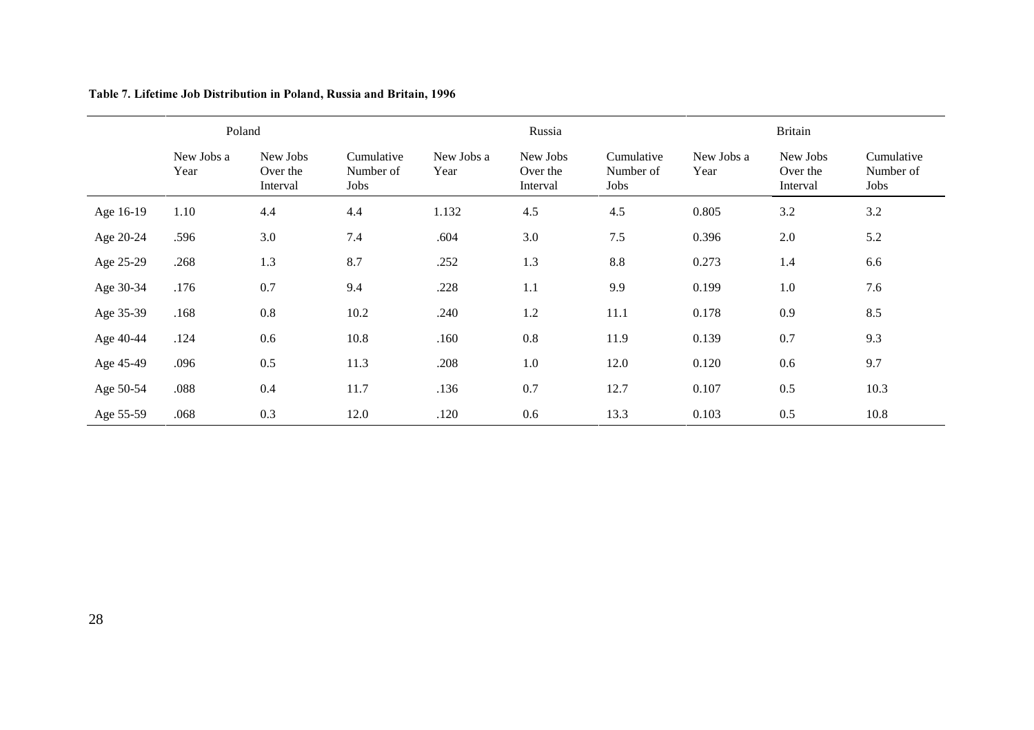**Table 7. Lifetime Job Distribution in Poland, Russia and Britain, 1996**

| | Poland | | | Russia | | | Britain | | |
|---|---|---|---|---|---|---|---|---|---|
| | New Jobs a Year | New Jobs Over the Interval | Cumulative Number of Jobs | New Jobs a Year | New Jobs Over the Interval | Cumulative Number of Jobs | New Jobs a Year | New Jobs Over the Interval | Cumulative Number of Jobs |
| Age 16-19 | 1.10 | 4.4 | 4.4 | 1.132 | 4.5 | 4.5 | 0.805 | 3.2 | 3.2 |
| Age 20-24 | .596 | 3.0 | 7.4 | .604 | 3.0 | 7.5 | 0.396 | 2.0 | 5.2 |
| Age 25-29 | .268 | 1.3 | 8.7 | .252 | 1.3 | 8.8 | 0.273 | 1.4 | 6.6 |
| Age 30-34 | .176 | 0.7 | 9.4 | .228 | 1.1 | 9.9 | 0.199 | 1.0 | 7.6 |
| Age 35-39 | .168 | 0.8 | 10.2 | .240 | 1.2 | 11.1 | 0.178 | 0.9 | 8.5 |
| Age 40-44 | .124 | 0.6 | 10.8 | .160 | 0.8 | 11.9 | 0.139 | 0.7 | 9.3 |
| Age 45-49 | .096 | 0.5 | 11.3 | .208 | 1.0 | 12.0 | 0.120 | 0.6 | 9.7 |
| Age 50-54 | .088 | 0.4 | 11.7 | .136 | 0.7 | 12.7 | 0.107 | 0.5 | 10.3 |
| Age 55-59 | .068 | 0.3 | 12.0 | .120 | 0.6 | 13.3 | 0.103 | 0.5 | 10.8 |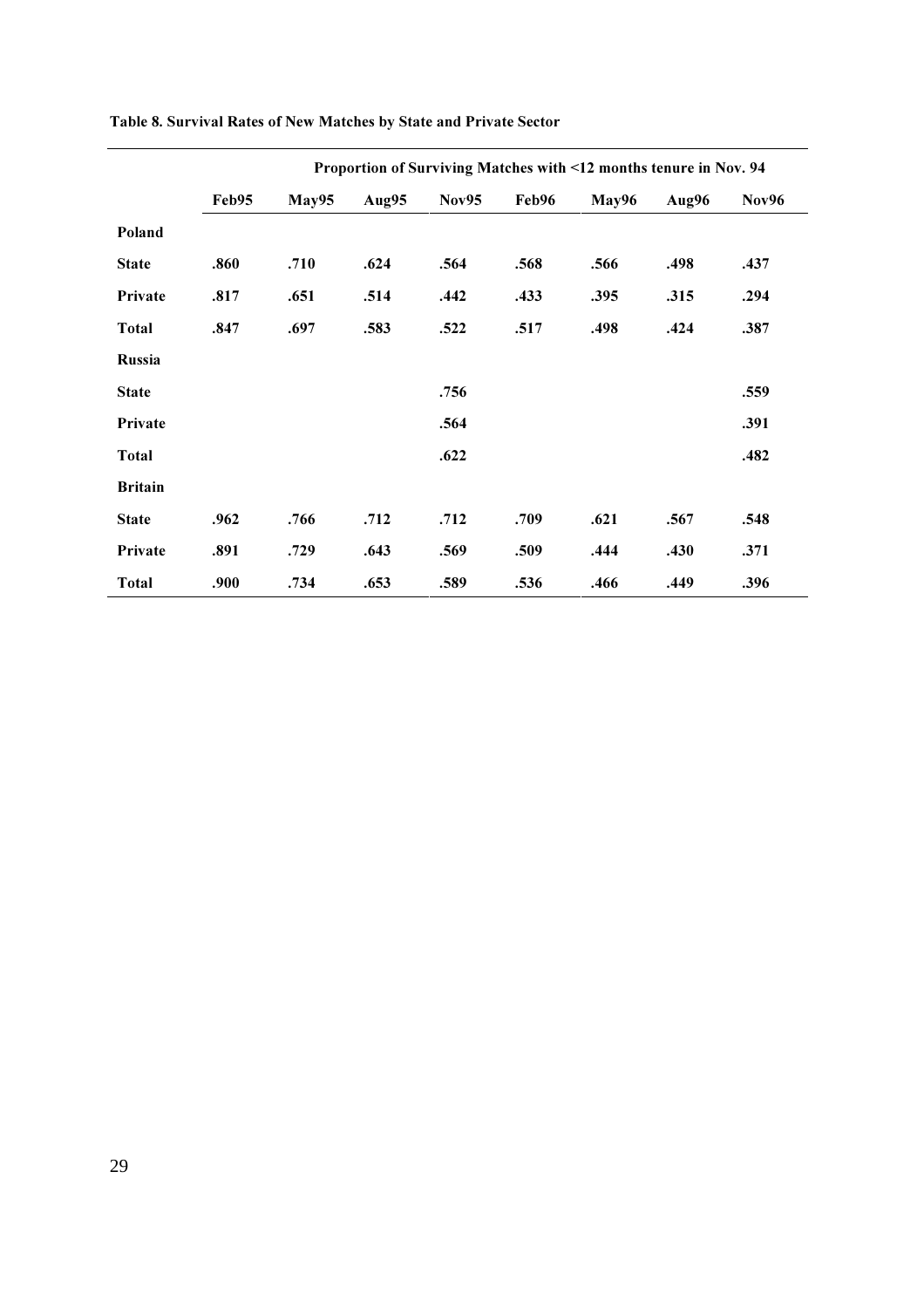**Table 8. Survival Rates of New Matches by State and Private Sector**

| | Proportion of Surviving Matches with <12 months tenure in Nov. 94 | | | | | | | |
|---|---|---|---|---|---|---|---|---|
| | **Feb95** | **May95** | **Aug95** | **Nov95** | **Feb96** | **May96** | **Aug96** | **Nov96** |
| **Poland** | | | | | | | | |
| **State** | **.860** | **.710** | **.624** | **.564** | **.568** | **.566** | **.498** | **.437** |
| **Private** | **.817** | **.651** | **.514** | **.442** | **.433** | **.395** | **.315** | **.294** |
| **Total** | **.847** | **.697** | **.583** | **.522** | **.517** | **.498** | **.424** | **.387** |
| **Russia** | | | | | | | | |
| **State** | | | | **.756** | | | | **.559** |
| **Private** | | | | **.564** | | | | **.391** |
| **Total** | | | | **.622** | | | | **.482** |
| **Britain** | | | | | | | | |
| **State** | **.962** | **.766** | **.712** | **.712** | **.709** | **.621** | **.567** | **.548** |
| **Private** | **.891** | **.729** | **.643** | **.569** | **.509** | **.444** | **.430** | **.371** |
| **Total** | **.900** | **.734** | **.653** | **.589** | **.536** | **.466** | **.449** | **.396** |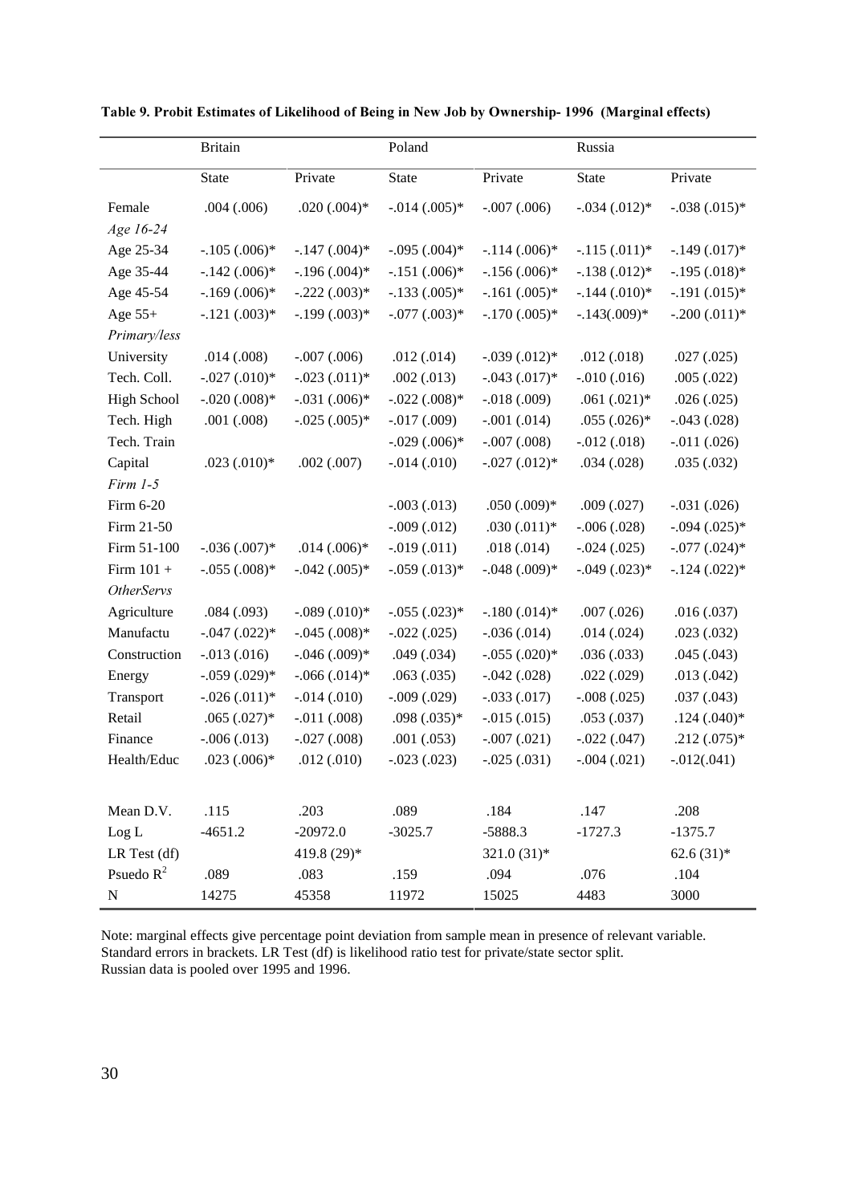**Table 9. Probit Estimates of Likelihood of Being in New Job by Ownership- 1996 (Marginal effects)**

| | Britain | | Poland | | Russia | |
|---|---|---|---|---|---|---|
| | State | Private | State | Private | State | Private |
| Female | .004 (.006) | .020 (.004)* | -.014 (.005)* | -.007 (.006) | -.034 (.012)* | -.038 (.015)* |
| *Age 16-24* | | | | | | |
| Age 25-34 | -.105 (.006)* | -.147 (.004)* | -.095 (.004)* | -.114 (.006)* | -.115 (.011)* | -.149 (.017)* |
| Age 35-44 | -.142 (.006)* | -.196 (.004)* | -.151 (.006)* | -.156 (.006)* | -.138 (.012)* | -.195 (.018)* |
| Age 45-54 | -.169 (.006)* | -.222 (.003)* | -.133 (.005)* | -.161 (.005)* | -.144 (.010)* | -.191 (.015)* |
| Age 55+ | -.121 (.003)* | -.199 (.003)* | -.077 (.003)* | -.170 (.005)* | -.143(.009)* | -.200 (.011)* |
| *Primary/less* | | | | | | |
| University | .014 (.008) | -.007 (.006) | .012 (.014) | -.039 (.012)* | .012 (.018) | .027 (.025) |
| Tech. Coll. | -.027 (.010)* | -.023 (.011)* | .002 (.013) | -.043 (.017)* | -.010 (.016) | .005 (.022) |
| High School | -.020 (.008)* | -.031 (.006)* | -.022 (.008)* | -.018 (.009) | .061 (.021)* | .026 (.025) |
| Tech. High | .001 (.008) | -.025 (.005)* | -.017 (.009) | -.001 (.014) | .055 (.026)* | -.043 (.028) |
| Tech. Train | | | -.029 (.006)* | -.007 (.008) | -.012 (.018) | -.011 (.026) |
| Capital | .023 (.010)* | .002 (.007) | -.014 (.010) | -.027 (.012)* | .034 (.028) | .035 (.032) |
| *Firm 1-5* | | | | | | |
| Firm 6-20 | | | -.003 (.013) | .050 (.009)* | .009 (.027) | -.031 (.026) |
| Firm 21-50 | | | -.009 (.012) | .030 (.011)* | -.006 (.028) | -.094 (.025)* |
| Firm 51-100 | -.036 (.007)* | .014 (.006)* | -.019 (.011) | .018 (.014) | -.024 (.025) | -.077 (.024)* |
| Firm 101 + | -.055 (.008)* | -.042 (.005)* | -.059 (.013)* | -.048 (.009)* | -.049 (.023)* | -.124 (.022)* |
| *OtherServs* | | | | | | |
| Agriculture | .084 (.093) | -.089 (.010)* | -.055 (.023)* | -.180 (.014)* | .007 (.026) | .016 (.037) |
| Manufactu | -.047 (.022)* | -.045 (.008)* | -.022 (.025) | -.036 (.014) | .014 (.024) | .023 (.032) |
| Construction | -.013 (.016) | -.046 (.009)* | .049 (.034) | -.055 (.020)* | .036 (.033) | .045 (.043) |
| Energy | -.059 (.029)* | -.066 (.014)* | .063 (.035) | -.042 (.028) | .022 (.029) | .013 (.042) |
| Transport | -.026 (.011)* | -.014 (.010) | -.009 (.029) | -.033 (.017) | -.008 (.025) | .037 (.043) |
| Retail | .065 (.027)* | -.011 (.008) | .098 (.035)* | -.015 (.015) | .053 (.037) | .124 (.040)* |
| Finance | -.006 (.013) | -.027 (.008) | .001 (.053) | -.007 (.021) | -.022 (.047) | .212 (.075)* |
| Health/Educ | .023 (.006)* | .012 (.010) | -.023 (.023) | -.025 (.031) | -.004 (.021) | -.012(.041) |
| Mean D.V. | .115 | .203 | .089 | .184 | .147 | .208 |
| Log L | -4651.2 | -20972.0 | -3025.7 | -5888.3 | -1727.3 | -1375.7 |
| LR Test (df) | | 419.8 (29)* | | 321.0 (31)* | | 62.6 (31)* |
| Psuedo $R^2$ | .089 | .083 | .159 | .094 | .076 | .104 |
| N | 14275 | 45358 | 11972 | 15025 | 4483 | 3000 |

Note: marginal effects give percentage point deviation from sample mean in presence of relevant variable.
Standard errors in brackets. LR Test (df) is likelihood ratio test for private/state sector split.
Russian data is pooled over 1995 and 1996.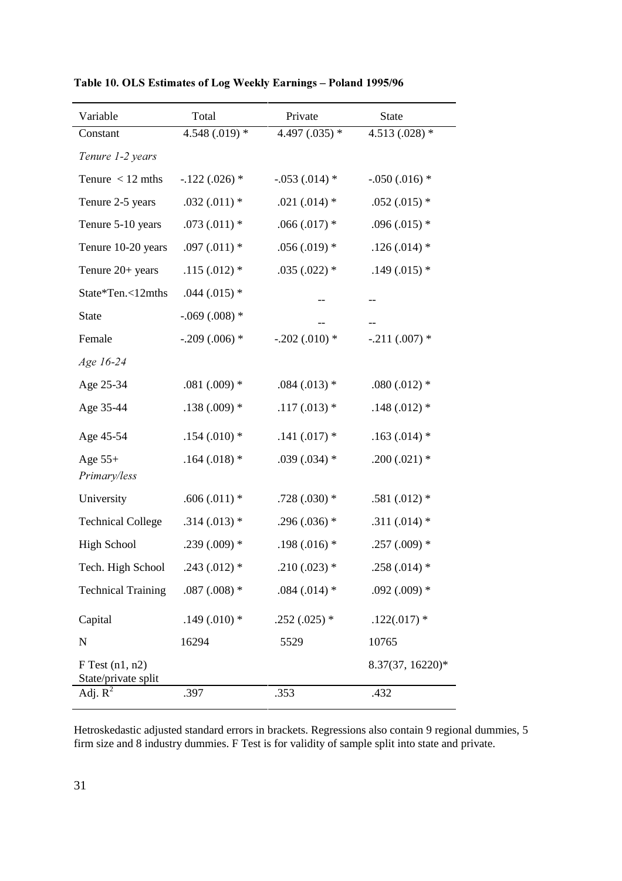**Table 10. OLS Estimates of Log Weekly Earnings – Poland 1995/96**

| Variable | Total | Private | State |
|---|---|---|---|
| Constant | 4.548 (.019) * | 4.497 (.035) * | 4.513 (.028) * |
| *Tenure 1-2 years* | | | |
| Tenure < 12 mths | -.122 (.026) * | -.053 (.014) * | -.050 (.016) * |
| Tenure 2-5 years | .032 (.011) * | .021 (.014) * | .052 (.015) * |
| Tenure 5-10 years | .073 (.011) * | .066 (.017) * | .096 (.015) * |
| Tenure 10-20 years | .097 (.011) * | .056 (.019) * | .126 (.014) * |
| Tenure 20+ years | .115 (.012) * | .035 (.022) * | .149 (.015) * |
| State*Ten.<12mths | .044 (.015) * | -- | -- |
| State | -.069 (.008) * | -- | -- |
| Female | -.209 (.006) * | -.202 (.010) * | -.211 (.007) * |
| *Age 16-24* | | | |
| Age 25-34 | .081 (.009) * | .084 (.013) * | .080 (.012) * |
| Age 35-44 | .138 (.009) * | .117 (.013) * | .148 (.012) * |
| Age 45-54 | .154 (.010) * | .141 (.017) * | .163 (.014) * |
| Age 55+ | .164 (.018) * | .039 (.034) * | .200 (.021) * |
| *Primary/less* | | | |
| University | .606 (.011) * | .728 (.030) * | .581 (.012) * |
| Technical College | .314 (.013) * | .296 (.036) * | .311 (.014) * |
| High School | .239 (.009) * | .198 (.016) * | .257 (.009) * |
| Tech. High School | .243 (.012) * | .210 (.023) * | .258 (.014) * |
| Technical Training | .087 (.008) * | .084 (.014) * | .092 (.009) * |
| Capital | .149 (.010) * | .252 (.025) * | .122(.017) * |
| N | 16294 | 5529 | 10765 |
| F Test (n1, n2) State/private split | | | 8.37(37, 16220)* |
| Adj. $R^2$ | .397 | .353 | .432 |

Hetroskedastic adjusted standard errors in brackets. Regressions also contain 9 regional dummies, 5 firm size and 8 industry dummies. F Test is for validity of sample split into state and private.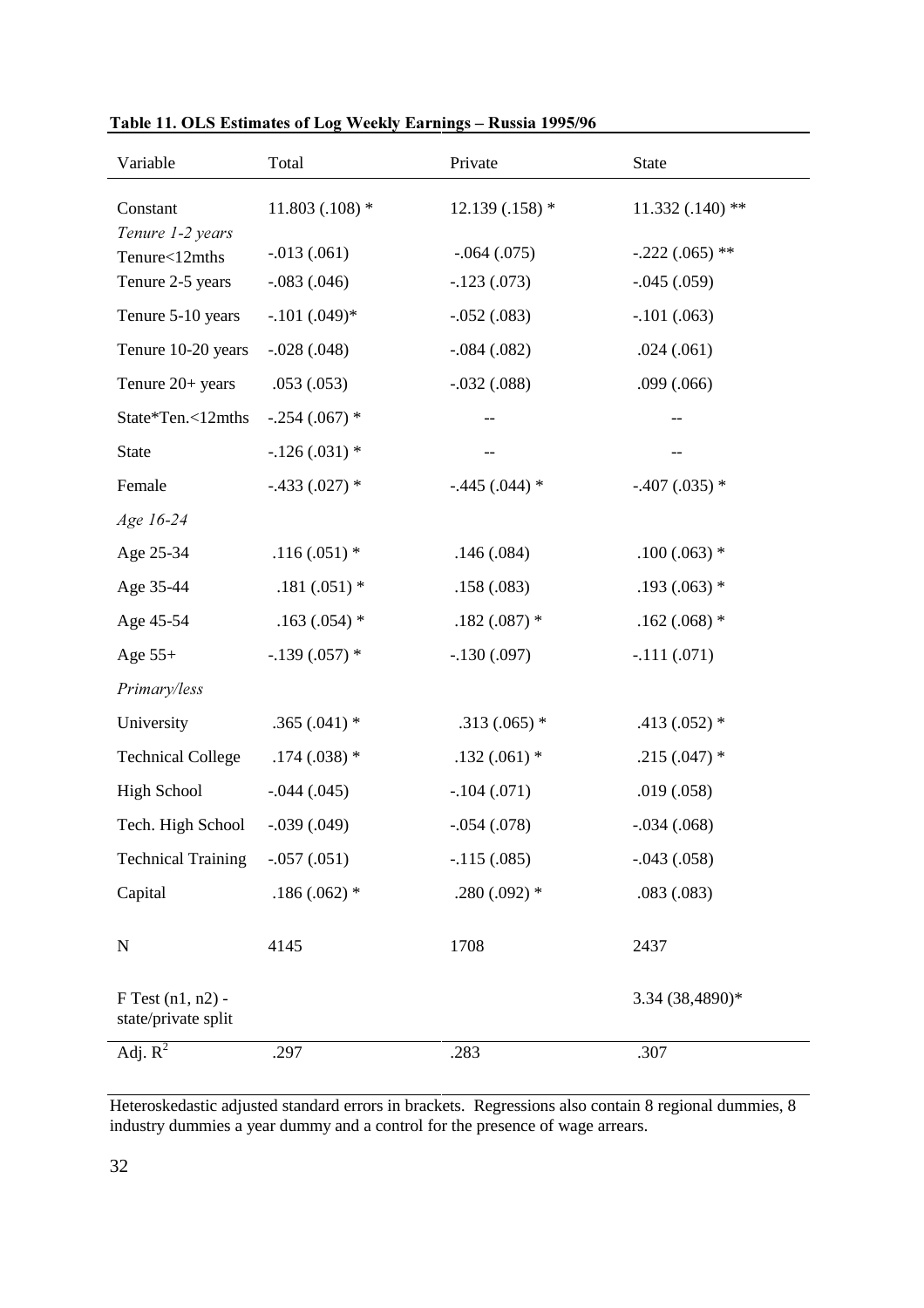**Table 11. OLS Estimates of Log Weekly Earnings – Russia 1995/96**

| Variable | Total | Private | State |
|---|---|---|---|
| Constant | 11.803 (.108) * | 12.139 (.158) * | 11.332 (.140) ** |
| *Tenure 1-2 years* | | | |
| Tenure<12mths | -.013 (.061) | -.064 (.075) | -.222 (.065) ** |
| Tenure 2-5 years | -.083 (.046) | -.123 (.073) | -.045 (.059) |
| Tenure 5-10 years | -.101 (.049)* | -.052 (.083) | -.101 (.063) |
| Tenure 10-20 years | -.028 (.048) | -.084 (.082) | .024 (.061) |
| Tenure 20+ years | .053 (.053) | -.032 (.088) | .099 (.066) |
| State*Ten.<12mths | -.254 (.067) * | -- | -- |
| State | -.126 (.031) * | -- | -- |
| Female | -.433 (.027) * | -.445 (.044) * | -.407 (.035) * |
| *Age 16-24* | | | |
| Age 25-34 | .116 (.051) * | .146 (.084) | .100 (.063) * |
| Age 35-44 | .181 (.051) * | .158 (.083) | .193 (.063) * |
| Age 45-54 | .163 (.054) * | .182 (.087) * | .162 (.068) * |
| Age 55+ | -.139 (.057) * | -.130 (.097) | -.111 (.071) |
| *Primary/less* | | | |
| University | .365 (.041) * | .313 (.065) * | .413 (.052) * |
| Technical College | .174 (.038) * | .132 (.061) * | .215 (.047) * |
| High School | -.044 (.045) | -.104 (.071) | .019 (.058) |
| Tech. High School | -.039 (.049) | -.054 (.078) | -.034 (.068) |
| Technical Training | -.057 (.051) | -.115 (.085) | -.043 (.058) |
| Capital | .186 (.062) * | .280 (.092) * | .083 (.083) |
| N | 4145 | 1708 | 2437 |
| F Test (n1, n2) - state/private split | | | 3.34 (38,4890)* |
| Adj. $R^2$ | .297 | .283 | .307 |

Heteroskedastic adjusted standard errors in brackets. Regressions also contain 8 regional dummies, 8 industry dummies a year dummy and a control for the presence of wage arrears.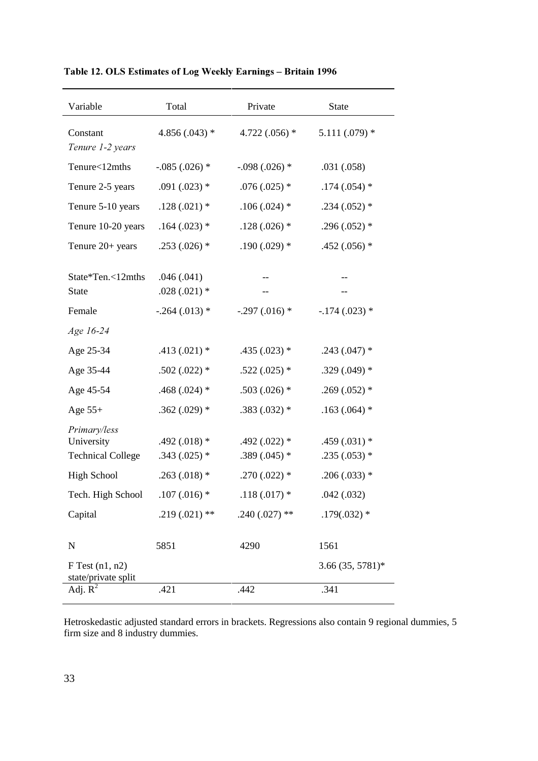**Table 12. OLS Estimates of Log Weekly Earnings – Britain 1996**

| Variable | Total | Private | State |
|---|---|---|---|
| Constant | 4.856 (.043) * | 4.722 (.056) * | 5.111 (.079) * |
| *Tenure 1-2 years* | | | |
| Tenure<12mths | -.085 (.026) * | -.098 (.026) * | .031 (.058) |
| Tenure 2-5 years | .091 (.023) * | .076 (.025) * | .174 (.054) * |
| Tenure 5-10 years | .128 (.021) * | .106 (.024) * | .234 (.052) * |
| Tenure 10-20 years | .164 (.023) * | .128 (.026) * | .296 (.052) * |
| Tenure 20+ years | .253 (.026) * | .190 (.029) * | .452 (.056) * |
| State*Ten.<12mths | .046 (.041) | -- | -- |
| State | .028 (.021) * | -- | -- |
| Female | -.264 (.013) * | -.297 (.016) * | -.174 (.023) * |
| *Age 16-24* | | | |
| Age 25-34 | .413 (.021) * | .435 (.023) * | .243 (.047) * |
| Age 35-44 | .502 (.022) * | .522 (.025) * | .329 (.049) * |
| Age 45-54 | .468 (.024) * | .503 (.026) * | .269 (.052) * |
| Age 55+ | .362 (.029) * | .383 (.032) * | .163 (.064) * |
| *Primary/less* | | | |
| University | .492 (.018) * | .492 (.022) * | .459 (.031) * |
| Technical College | .343 (.025) * | .389 (.045) * | .235 (.053) * |
| High School | .263 (.018) * | .270 (.022) * | .206 (.033) * |
| Tech. High School | .107 (.016) * | .118 (.017) * | .042 (.032) |
| Capital | .219 (.021) ** | .240 (.027) ** | .179(.032) * |
| N | 5851 | 4290 | 1561 |
| F Test (n1, n2) state/private split | | | 3.66 (35, 5781)* |
| Adj. $R^2$ | .421 | .442 | .341 |

Hetroskedastic adjusted standard errors in brackets. Regressions also contain 9 regional dummies, 5 firm size and 8 industry dummies.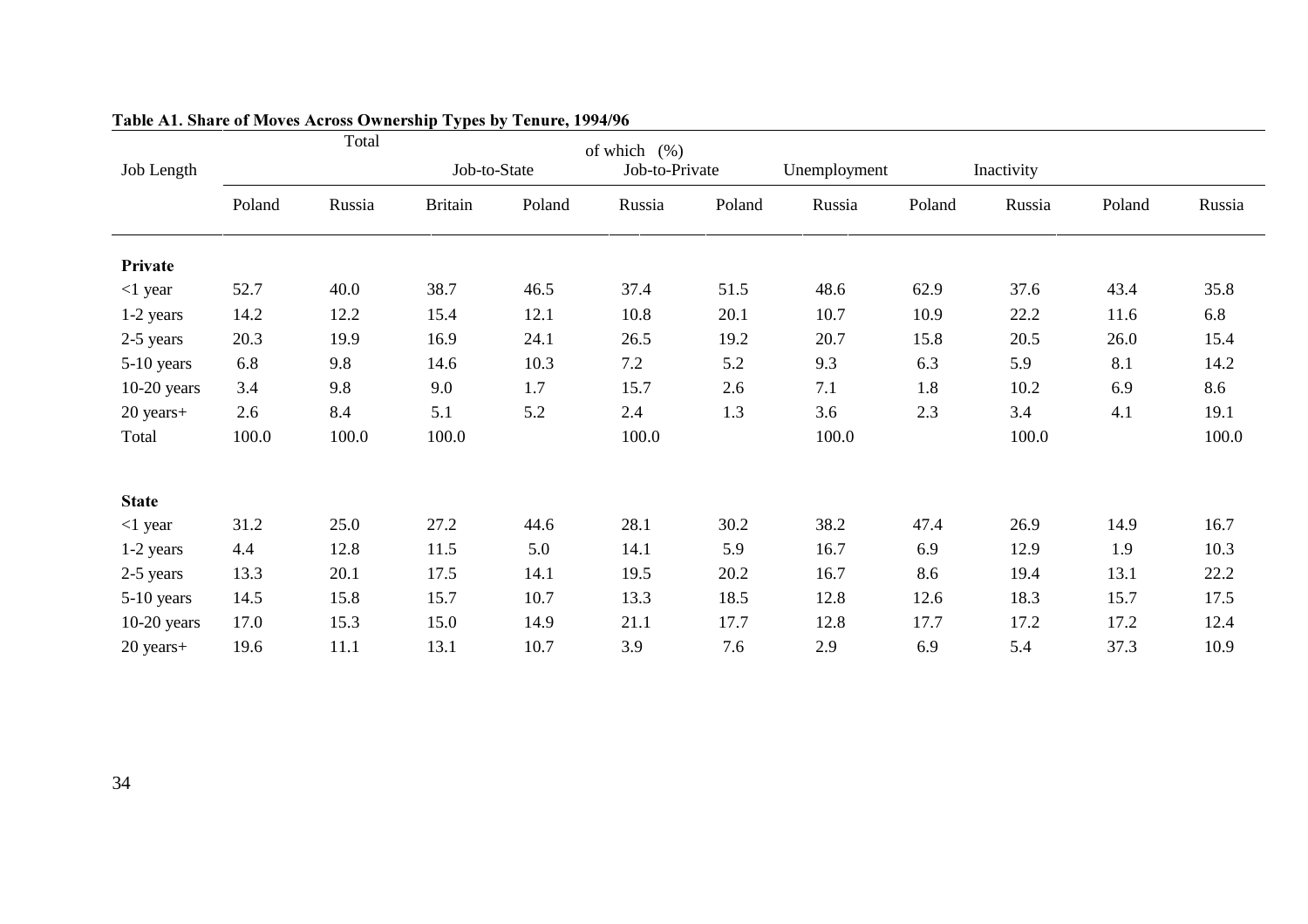**Table A1. Share of Moves Across Ownership Types by Tenure, 1994/96**

| Job Length | Total | | of which (%) | | | | | | | | |
|---|---|---|---|---|---|---|---|---|---|---|---|
| | | | Job-to-State | | Job-to-Private | | Unemployment | | Inactivity | | |
| | Poland | Russia | Britain | Poland | Russia | Poland | Russia | Poland | Russia | Poland | Russia |
| **Private** | | | | | | | | | | | |
| <1 year | 52.7 | 40.0 | 38.7 | 46.5 | 37.4 | 51.5 | 48.6 | 62.9 | 37.6 | 43.4 | 35.8 |
| 1-2 years | 14.2 | 12.2 | 15.4 | 12.1 | 10.8 | 20.1 | 10.7 | 10.9 | 22.2 | 11.6 | 6.8 |
| 2-5 years | 20.3 | 19.9 | 16.9 | 24.1 | 26.5 | 19.2 | 20.7 | 15.8 | 20.5 | 26.0 | 15.4 |
| 5-10 years | 6.8 | 9.8 | 14.6 | 10.3 | 7.2 | 5.2 | 9.3 | 6.3 | 5.9 | 8.1 | 14.2 |
| 10-20 years | 3.4 | 9.8 | 9.0 | 1.7 | 15.7 | 2.6 | 7.1 | 1.8 | 10.2 | 6.9 | 8.6 |
| 20 years+ | 2.6 | 8.4 | 5.1 | 5.2 | 2.4 | 1.3 | 3.6 | 2.3 | 3.4 | 4.1 | 19.1 |
| Total | 100.0 | 100.0 | 100.0 | | 100.0 | | 100.0 | | 100.0 | | 100.0 |
| **State** | | | | | | | | | | | |
| <1 year | 31.2 | 25.0 | 27.2 | 44.6 | 28.1 | 30.2 | 38.2 | 47.4 | 26.9 | 14.9 | 16.7 |
| 1-2 years | 4.4 | 12.8 | 11.5 | 5.0 | 14.1 | 5.9 | 16.7 | 6.9 | 12.9 | 1.9 | 10.3 |
| 2-5 years | 13.3 | 20.1 | 17.5 | 14.1 | 19.5 | 20.2 | 16.7 | 8.6 | 19.4 | 13.1 | 22.2 |
| 5-10 years | 14.5 | 15.8 | 15.7 | 10.7 | 13.3 | 18.5 | 12.8 | 12.6 | 18.3 | 15.7 | 17.5 |
| 10-20 years | 17.0 | 15.3 | 15.0 | 14.9 | 21.1 | 17.7 | 12.8 | 17.7 | 17.2 | 17.2 | 12.4 |
| 20 years+ | 19.6 | 11.1 | 13.1 | 10.7 | 3.9 | 7.6 | 2.9 | 6.9 | 5.4 | 37.3 | 10.9 |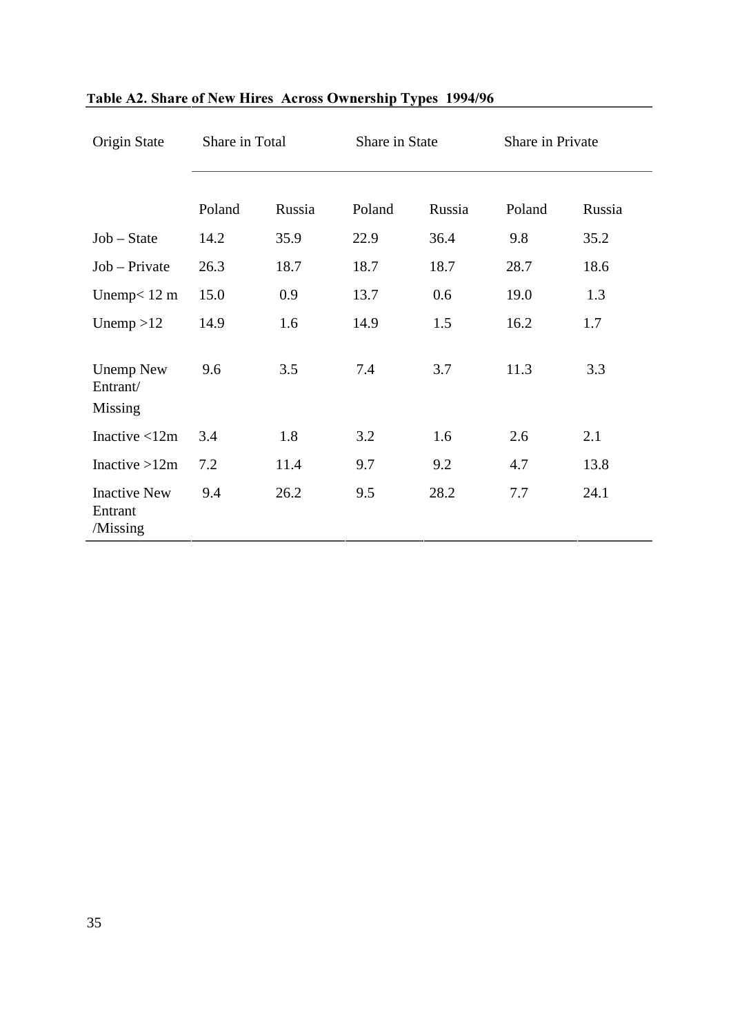**Table A2. Share of New Hires Across Ownership Types 1994/96**

| Origin State | Share in Total | | Share in State | | Share in Private | |
|---|---|---|---|---|---|---|
| | Poland | Russia | Poland | Russia | Poland | Russia |
| Job – State | 14.2 | 35.9 | 22.9 | 36.4 | 9.8 | 35.2 |
| Job – Private | 26.3 | 18.7 | 18.7 | 18.7 | 28.7 | 18.6 |
| Unemp< 12 m | 15.0 | 0.9 | 13.7 | 0.6 | 19.0 | 1.3 |
| Unemp >12 | 14.9 | 1.6 | 14.9 | 1.5 | 16.2 | 1.7 |
| Unemp New Entrant/ Missing | 9.6 | 3.5 | 7.4 | 3.7 | 11.3 | 3.3 |
| Inactive <12m | 3.4 | 1.8 | 3.2 | 1.6 | 2.6 | 2.1 |
| Inactive >12m | 7.2 | 11.4 | 9.7 | 9.2 | 4.7 | 13.8 |
| Inactive New Entrant /Missing | 9.4 | 26.2 | 9.5 | 28.2 | 7.7 | 24.1 |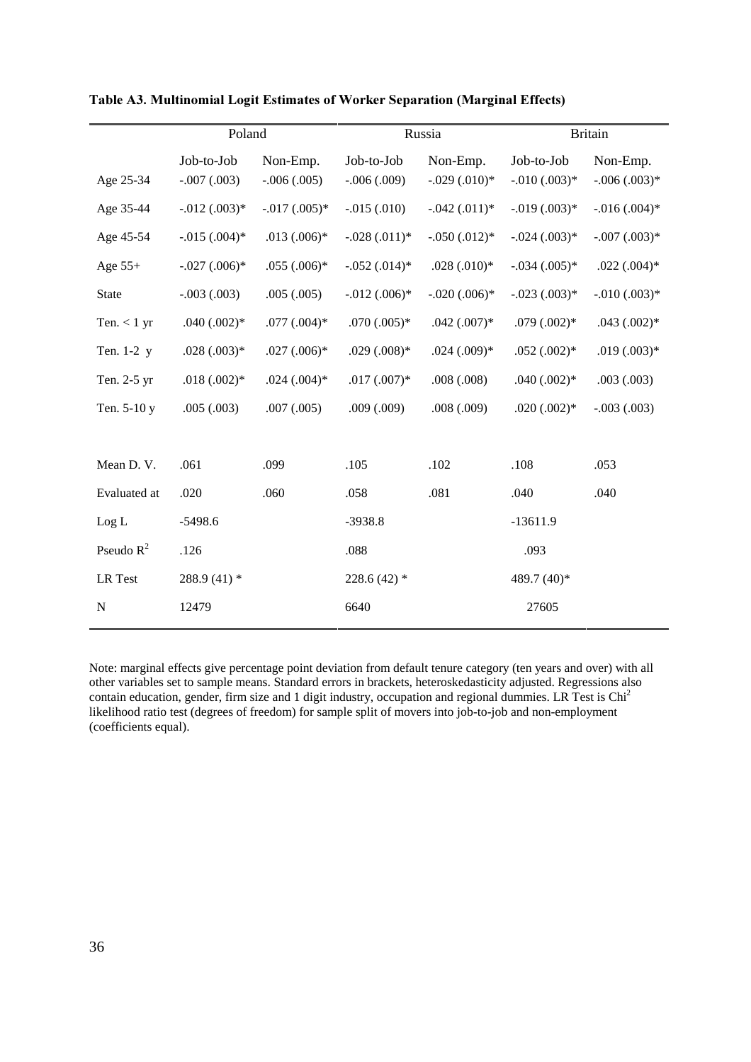**Table A3. Multinomial Logit Estimates of Worker Separation (Marginal Effects)**

| | Poland | | Russia | | Britain | |
|---|---|---|---|---|---|---|
| | Job-to-Job | Non-Emp. | Job-to-Job | Non-Emp. | Job-to-Job | Non-Emp. |
| Age 25-34 | -.007 (.003) | -.006 (.005) | -.006 (.009) | -.029 (.010)* | -.010 (.003)* | -.006 (.003)* |
| Age 35-44 | -.012 (.003)* | -.017 (.005)* | -.015 (.010) | -.042 (.011)* | -.019 (.003)* | -.016 (.004)* |
| Age 45-54 | -.015 (.004)* | .013 (.006)* | -.028 (.011)* | -.050 (.012)* | -.024 (.003)* | -.007 (.003)* |
| Age 55+ | -.027 (.006)* | .055 (.006)* | -.052 (.014)* | .028 (.010)* | -.034 (.005)* | .022 (.004)* |
| State | -.003 (.003) | .005 (.005) | -.012 (.006)* | -.020 (.006)* | -.023 (.003)* | -.010 (.003)* |
| Ten. < 1 yr | .040 (.002)* | .077 (.004)* | .070 (.005)* | .042 (.007)* | .079 (.002)* | .043 (.002)* |
| Ten. 1-2 y | .028 (.003)* | .027 (.006)* | .029 (.008)* | .024 (.009)* | .052 (.002)* | .019 (.003)* |
| Ten. 2-5 yr | .018 (.002)* | .024 (.004)* | .017 (.007)* | .008 (.008) | .040 (.002)* | .003 (.003) |
| Ten. 5-10 y | .005 (.003) | .007 (.005) | .009 (.009) | .008 (.009) | .020 (.002)* | -.003 (.003) |
| | | | | | | |
| Mean D. V. | .061 | .099 | .105 | .102 | .108 | .053 |
| Evaluated at | .020 | .060 | .058 | .081 | .040 | .040 |
| Log L | -5498.6 | | -3938.8 | | -13611.9 | |
| Pseudo $R^2$ | .126 | | .088 | | .093 | |
| LR Test | 288.9 (41) * | | 228.6 (42) * | | 489.7 (40)* | |
| N | 12479 | | 6640 | | 27605 | |

Note: marginal effects give percentage point deviation from default tenure category (ten years and over) with all other variables set to sample means. Standard errors in brackets, heteroskedasticity adjusted. Regressions also contain education, gender, firm size and 1 digit industry, occupation and regional dummies. LR Test is $Chi^2$ likelihood ratio test (degrees of freedom) for sample split of movers into job-to-job and non-employment (coefficients equal).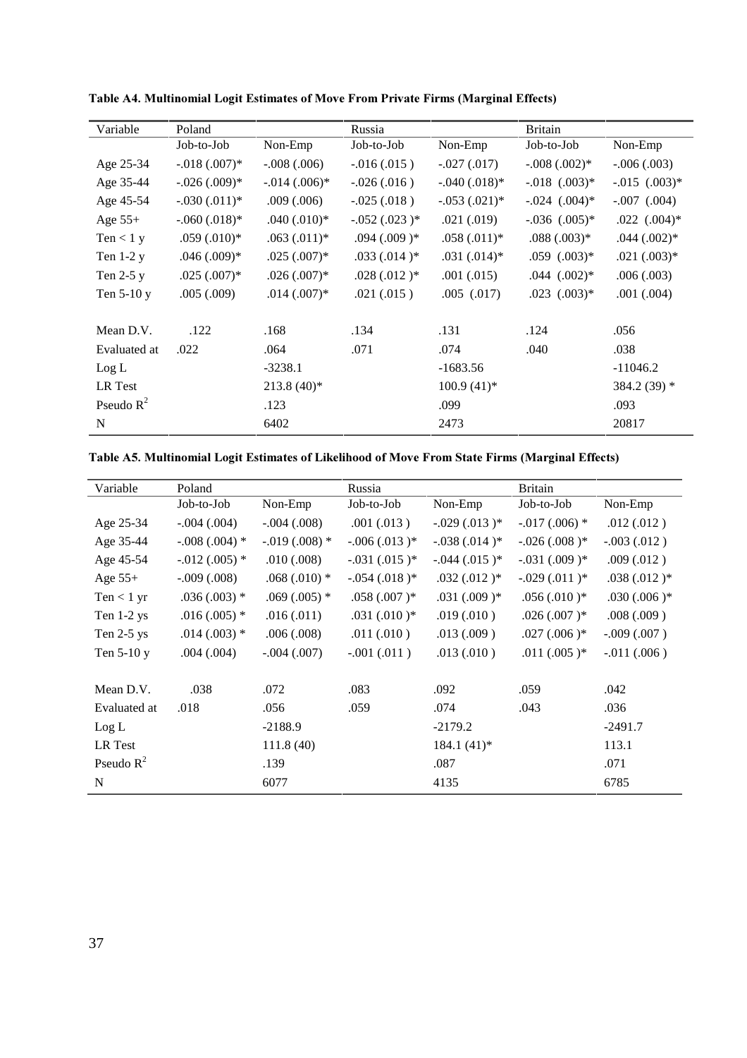**Table A4. Multinomial Logit Estimates of Move From Private Firms (Marginal Effects)**

| Variable | Poland | | Russia | | Britain | |
|---|---|---|---|---|---|---|
| | Job-to-Job | Non-Emp | Job-to-Job | Non-Emp | Job-to-Job | Non-Emp |
| Age 25-34 | -.018 (.007)* | -.008 (.006) | -.016 (.015 ) | -.027 (.017) | -.008 (.002)* | -.006 (.003) |
| Age 35-44 | -.026 (.009)* | -.014 (.006)* | -.026 (.016 ) | -.040 (.018)* | -.018 (.003)* | -.015 (.003)* |
| Age 45-54 | -.030 (.011)* | .009 (.006) | -.025 (.018 ) | -.053 (.021)* | -.024 (.004)* | -.007 (.004) |
| Age 55+ | -.060 (.018)* | .040 (.010)* | -.052 (.023 )* | .021 (.019) | -.036 (.005)* | .022 (.004)* |
| Ten < 1 y | .059 (.010)* | .063 (.011)* | .094 (.009 )* | .058 (.011)* | .088 (.003)* | .044 (.002)* |
| Ten 1-2 y | .046 (.009)* | .025 (.007)* | .033 (.014 )* | .031 (.014)* | .059 (.003)* | .021 (.003)* |
| Ten 2-5 y | .025 (.007)* | .026 (.007)* | .028 (.012 )* | .001 (.015) | .044 (.002)* | .006 (.003) |
| Ten 5-10 y | .005 (.009) | .014 (.007)* | .021 (.015 ) | .005 (.017) | .023 (.003)* | .001 (.004) |
| | | | | | | |
| Mean D.V. | .122 | .168 | .134 | .131 | .124 | .056 |
| Evaluated at | .022 | .064 | .071 | .074 | .040 | .038 |
| Log L | | -3238.1 | | -1683.56 | | -11046.2 |
| LR Test | | 213.8 (40)* | | 100.9 (41)* | | 384.2 (39) * |
| Pseudo $R^2$ | | .123 | | .099 | | .093 |
| N | | 6402 | | 2473 | | 20817 |

**Table A5. Multinomial Logit Estimates of Likelihood of Move From State Firms (Marginal Effects)**

| Variable | Poland | | Russia | | Britain | |
|---|---|---|---|---|---|---|
| | Job-to-Job | Non-Emp | Job-to-Job | Non-Emp | Job-to-Job | Non-Emp |
| Age 25-34 | -.004 (.004) | -.004 (.008) | .001 (.013 ) | -.029 (.013 )* | -.017 (.006) * | .012 (.012 ) |
| Age 35-44 | -.008 (.004) * | -.019 (.008) * | -.006 (.013 )* | -.038 (.014 )* | -.026 (.008 )* | -.003 (.012 ) |
| Age 45-54 | -.012 (.005) * | .010 (.008) | -.031 (.015 )* | -.044 (.015 )* | -.031 (.009 )* | .009 (.012 ) |
| Age 55+ | -.009 (.008) | .068 (.010) * | -.054 (.018 )* | .032 (.012 )* | -.029 (.011 )* | .038 (.012 )* |
| Ten < 1 yr | .036 (.003) * | .069 (.005) * | .058 (.007 )* | .031 (.009 )* | .056 (.010 )* | .030 (.006 )* |
| Ten 1-2 ys | .016 (.005) * | .016 (.011) | .031 (.010 )* | .019 (.010 ) | .026 (.007 )* | .008 (.009 ) |
| Ten 2-5 ys | .014 (.003) * | .006 (.008) | .011 (.010 ) | .013 (.009 ) | .027 (.006 )* | -.009 (.007 ) |
| Ten 5-10 y | .004 (.004) | -.004 (.007) | -.001 (.011 ) | .013 (.010 ) | .011 (.005 )* | -.011 (.006 ) |
| | | | | | | |
| Mean D.V. | .038 | .072 | .083 | .092 | .059 | .042 |
| Evaluated at | .018 | .056 | .059 | .074 | .043 | .036 |
| Log L | | -2188.9 | | -2179.2 | | -2491.7 |
| LR Test | | 111.8 (40) | | 184.1 (41)* | | 113.1 |
| Pseudo $R^2$ | | .139 | | .087 | | .071 |
| N | | 6077 | | 4135 | | 6785 |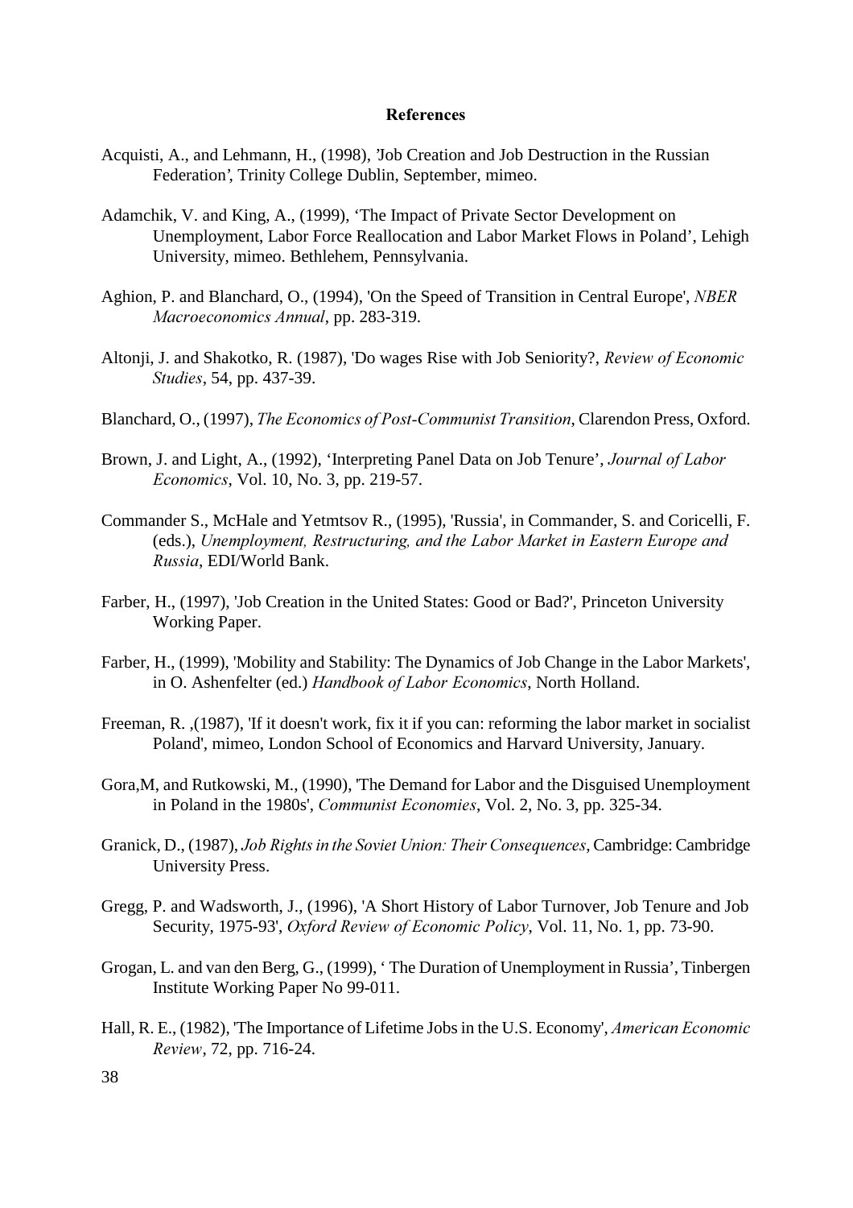**References**

Acquisti, A., and Lehmann, H., (1998), 'Job Creation and Job Destruction in the Russian Federation', Trinity College Dublin, September, mimeo.

Adamchik, V. and King, A., (1999), 'The Impact of Private Sector Development on Unemployment, Labor Force Reallocation and Labor Market Flows in Poland', Lehigh University, mimeo. Bethlehem, Pennsylvania.

Aghion, P. and Blanchard, O., (1994), 'On the Speed of Transition in Central Europe', *NBER Macroeconomics Annual*, pp. 283-319.

Altonji, J. and Shakotko, R. (1987), 'Do wages Rise with Job Seniority?, *Review of Economic Studies*, 54, pp. 437-39.

Blanchard, O., (1997), *The Economics of Post-Communist Transition*, Clarendon Press, Oxford.

Brown, J. and Light, A., (1992), 'Interpreting Panel Data on Job Tenure', *Journal of Labor Economics*, Vol. 10, No. 3, pp. 219-57.

Commander S., McHale and Yetmtsov R., (1995), 'Russia', in Commander, S. and Coricelli, F. (eds.), *Unemployment, Restructuring, and the Labor Market in Eastern Europe and Russia*, EDI/World Bank.

Farber, H., (1997), 'Job Creation in the United States: Good or Bad?', Princeton University Working Paper.

Farber, H., (1999), 'Mobility and Stability: The Dynamics of Job Change in the Labor Markets', in O. Ashenfelter (ed.) *Handbook of Labor Economics*, North Holland.

Freeman, R. ,(1987), 'If it doesn't work, fix it if you can: reforming the labor market in socialist Poland', mimeo, London School of Economics and Harvard University, January.

Gora,M, and Rutkowski, M., (1990), 'The Demand for Labor and the Disguised Unemployment in Poland in the 1980s', *Communist Economies*, Vol. 2, No. 3, pp. 325-34.

Granick, D., (1987), *Job Rights in the Soviet Union: Their Consequences*, Cambridge: Cambridge University Press.

Gregg, P. and Wadsworth, J., (1996), 'A Short History of Labor Turnover, Job Tenure and Job Security, 1975-93', *Oxford Review of Economic Policy*, Vol. 11, No. 1, pp. 73-90.

Grogan, L. and van den Berg, G., (1999), ' The Duration of Unemployment in Russia', Tinbergen Institute Working Paper No 99-011.

Hall, R. E., (1982), 'The Importance of Lifetime Jobs in the U.S. Economy', *American Economic Review*, 72, pp. 716-24.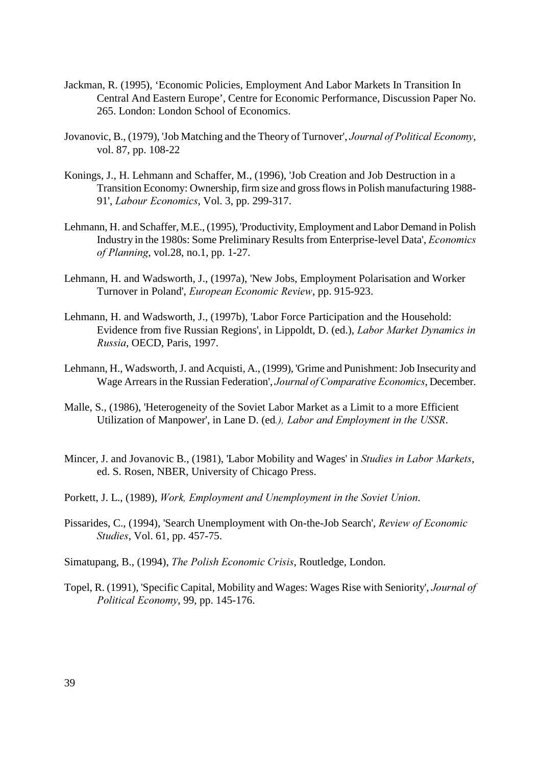Jackman, R. (1995), 'Economic Policies, Employment And Labor Markets In Transition In Central And Eastern Europe', Centre for Economic Performance, Discussion Paper No. 265. London: London School of Economics.

Jovanovic, B., (1979), 'Job Matching and the Theory of Turnover', *Journal of Political Economy*, vol. 87, pp. 108-22

Konings, J., H. Lehmann and Schaffer, M., (1996), 'Job Creation and Job Destruction in a Transition Economy: Ownership, firm size and gross flows in Polish manufacturing 1988-91', *Labour Economics*, Vol. 3, pp. 299-317.

Lehmann, H. and Schaffer, M.E., (1995), 'Productivity, Employment and Labor Demand in Polish Industry in the 1980s: Some Preliminary Results from Enterprise-level Data', *Economics of Planning*, vol.28, no.1, pp. 1-27.

Lehmann, H. and Wadsworth, J., (1997a), 'New Jobs, Employment Polarisation and Worker Turnover in Poland', *European Economic Review*, pp. 915-923.

Lehmann, H. and Wadsworth, J., (1997b), 'Labor Force Participation and the Household: Evidence from five Russian Regions', in Lippoldt, D. (ed.), *Labor Market Dynamics in Russia*, OECD, Paris, 1997.

Lehmann, H., Wadsworth, J. and Acquisti, A., (1999), 'Grime and Punishment: Job Insecurity and Wage Arrears in the Russian Federation', *Journal of Comparative Economics*, December.

Malle, S., (1986), 'Heterogeneity of the Soviet Labor Market as a Limit to a more Efficient Utilization of Manpower', in Lane D. (ed*.), Labor and Employment in the USSR*.

Mincer, J. and Jovanovic B., (1981), 'Labor Mobility and Wages' in *Studies in Labor Markets*, ed. S. Rosen, NBER, University of Chicago Press.

Porkett, J. L., (1989), *Work, Employment and Unemployment in the Soviet Union*.

Pissarides, C., (1994), 'Search Unemployment with On-the-Job Search', *Review of Economic Studies*, Vol. 61, pp. 457-75.

Simatupang, B., (1994), *The Polish Economic Crisis*, Routledge, London.

Topel, R. (1991), 'Specific Capital, Mobility and Wages: Wages Rise with Seniority', *Journal of Political Economy*, 99, pp. 145-176.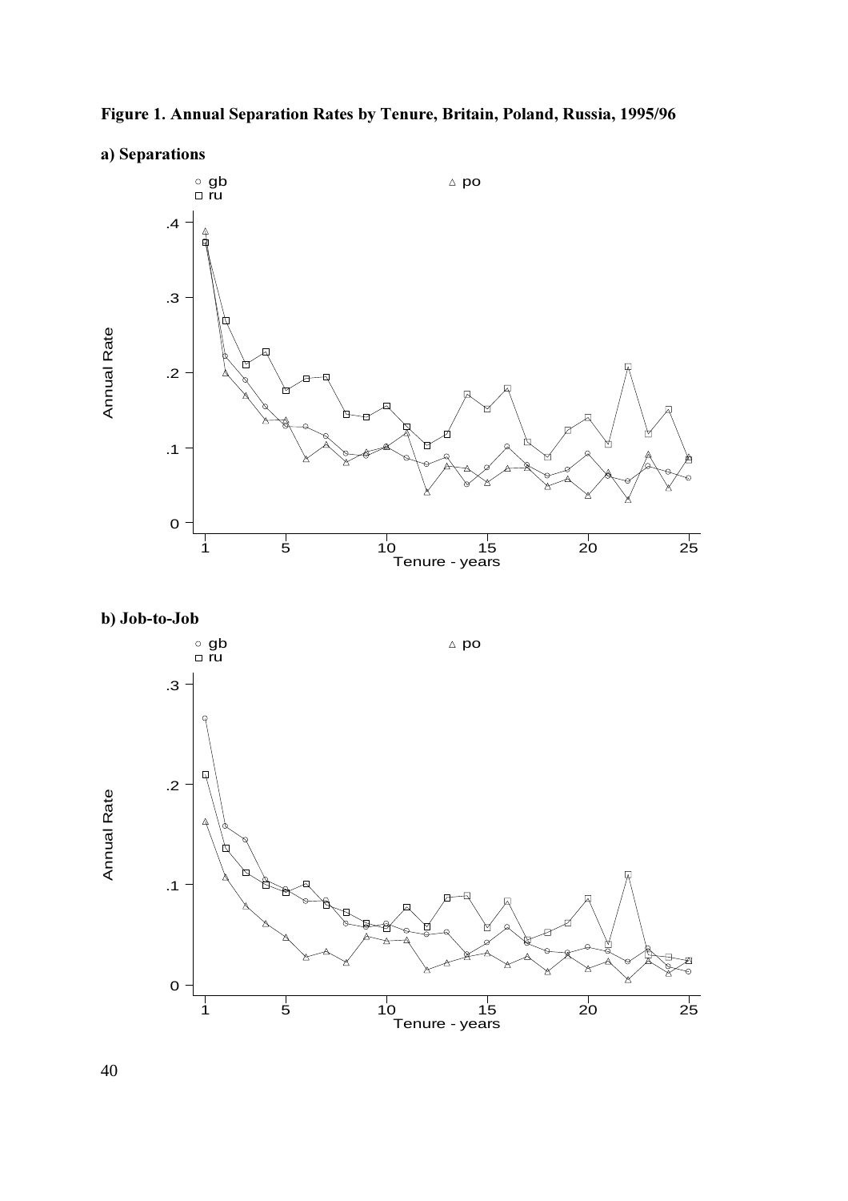**Figure 1. Annual Separation Rates by Tenure, Britain, Poland, Russia, 1995/96**

**a) Separations**

**b) Job-to-Job**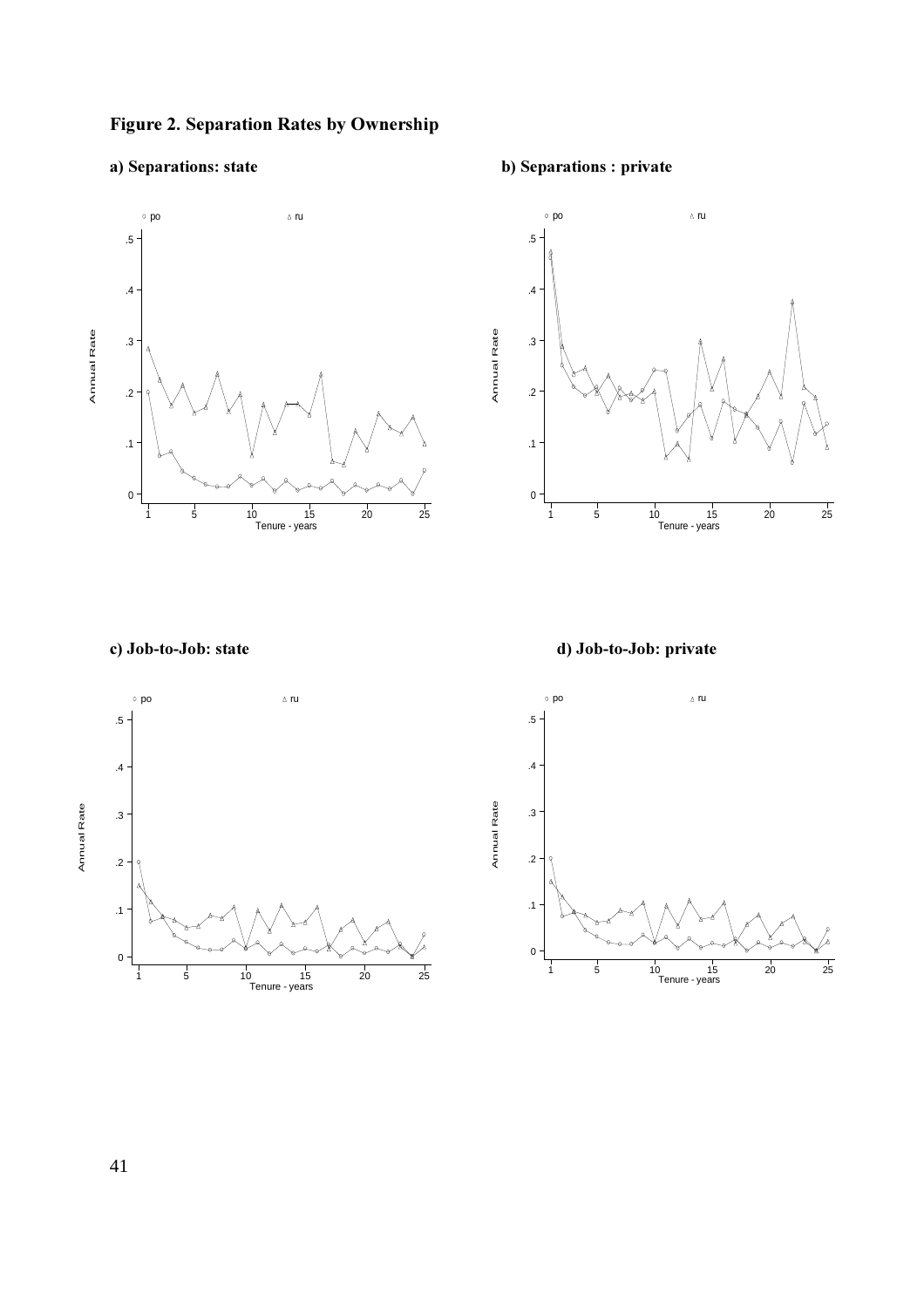**Figure 2. Separation Rates by Ownership**

**a) Separations: state**

po
ru
Annual Rate
.5
.4
.3
.2
.1
0
1 5 10 15 20 25
Tenure - years

**b) Separations : private**

po
ru
Annual Rate
.5
.4
.3
.2
.1
0
1 5 10 15 20 25
Tenure - years

**c) Job-to-Job: state**

po
ru
Annual Rate
.5
.4
.3
.2
.1
0
1 5 10 15 20 25
Tenure - years

**d) Job-to-Job: private**

po
ru
Annual Rate
.5
.4
.3
.2
.1
0
1 5 10 15 20 25
Tenure - years